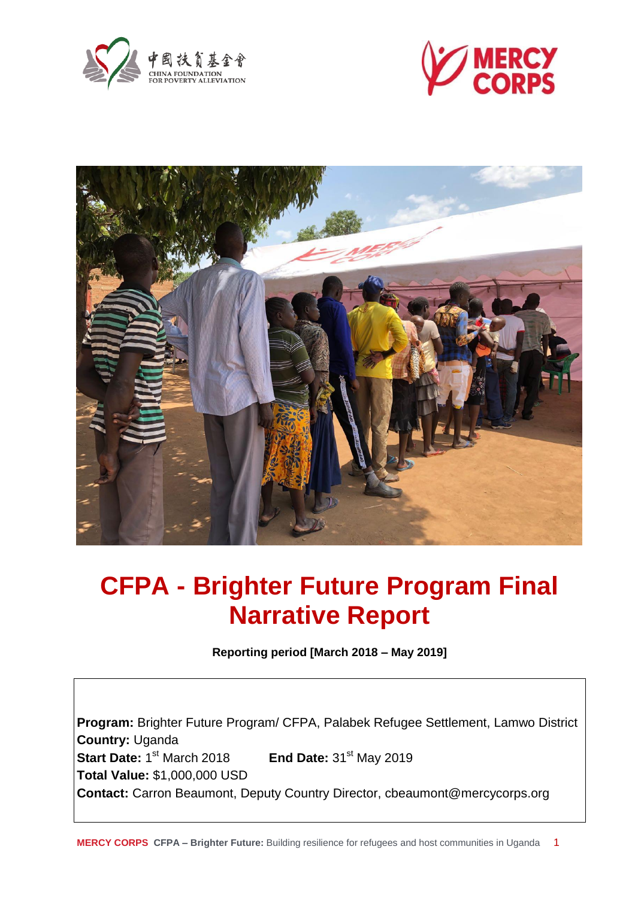# CFPA - Brighter Future Program Final Narrative Report

**Reporting period [March 2018 – May 2019]**

**Program:** Brighter Future Program/ CFPA, Palabek Refugee Settlement, Lamwo District
**Country:** Uganda
**Start Date:** 1st March 2018 **End Date:** 31st May 2019
**Total Value:** $1,000,000 USD
**Contact:** Carron Beaumont, Deputy Country Director, cbeaumont@mercycorps.org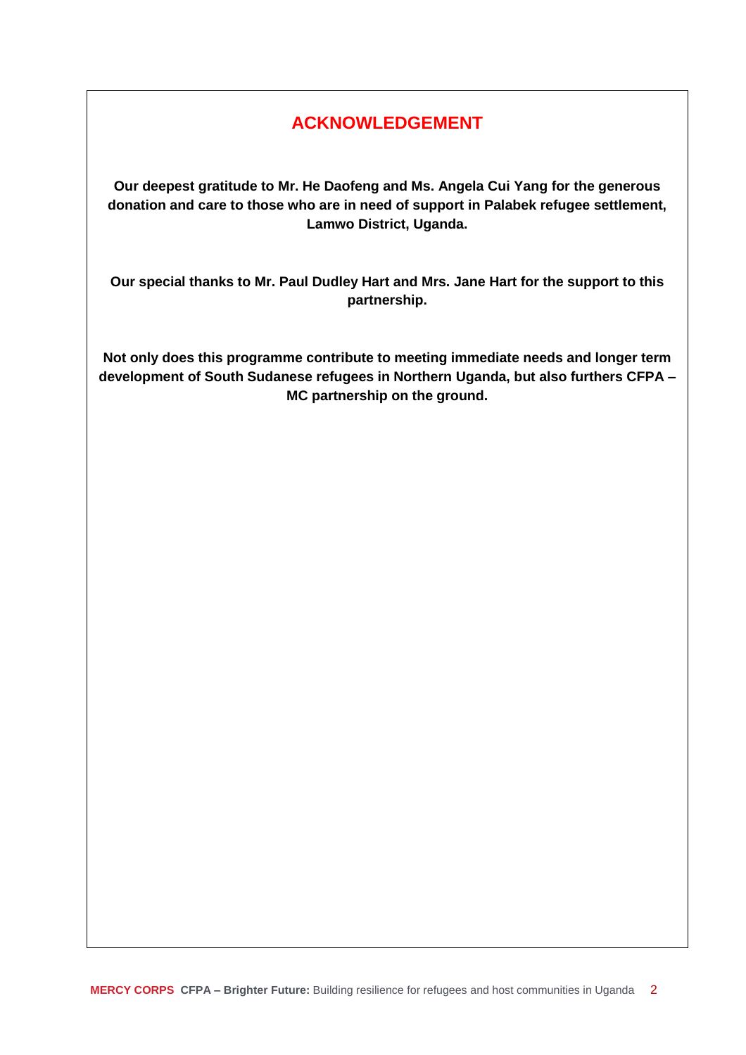# ACKNOWLEDGEMENT

**Our deepest gratitude to Mr. He Daofeng and Ms. Angela Cui Yang for the generous donation and care to those who are in need of support in Palabek refugee settlement, Lamwo District, Uganda.**

**Our special thanks to Mr. Paul Dudley Hart and Mrs. Jane Hart for the support to this partnership.**

**Not only does this programme contribute to meeting immediate needs and longer term development of South Sudanese refugees in Northern Uganda, but also furthers CFPA – MC partnership on the ground.**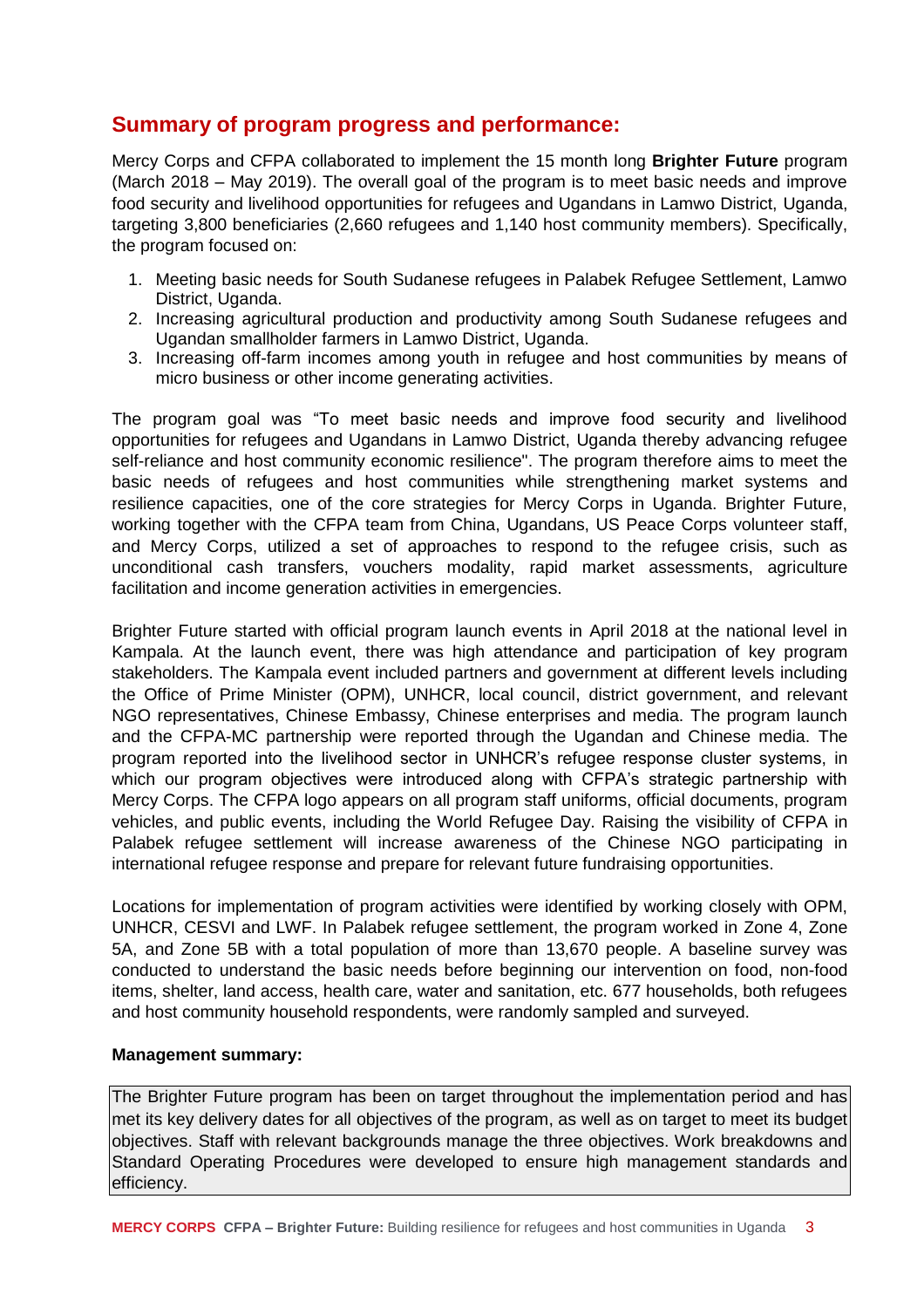## Summary of program progress and performance:

Mercy Corps and CFPA collaborated to implement the 15 month long **Brighter Future** program (March 2018 – May 2019). The overall goal of the program is to meet basic needs and improve food security and livelihood opportunities for refugees and Ugandans in Lamwo District, Uganda, targeting 3,800 beneficiaries (2,660 refugees and 1,140 host community members). Specifically, the program focused on:

1. Meeting basic needs for South Sudanese refugees in Palabek Refugee Settlement, Lamwo District, Uganda.
2. Increasing agricultural production and productivity among South Sudanese refugees and Ugandan smallholder farmers in Lamwo District, Uganda.
3. Increasing off-farm incomes among youth in refugee and host communities by means of micro business or other income generating activities.

The program goal was "To meet basic needs and improve food security and livelihood opportunities for refugees and Ugandans in Lamwo District, Uganda thereby advancing refugee self-reliance and host community economic resilience". The program therefore aims to meet the basic needs of refugees and host communities while strengthening market systems and resilience capacities, one of the core strategies for Mercy Corps in Uganda. Brighter Future, working together with the CFPA team from China, Ugandans, US Peace Corps volunteer staff, and Mercy Corps, utilized a set of approaches to respond to the refugee crisis, such as unconditional cash transfers, vouchers modality, rapid market assessments, agriculture facilitation and income generation activities in emergencies.

Brighter Future started with official program launch events in April 2018 at the national level in Kampala. At the launch event, there was high attendance and participation of key program stakeholders. The Kampala event included partners and government at different levels including the Office of Prime Minister (OPM), UNHCR, local council, district government, and relevant NGO representatives, Chinese Embassy, Chinese enterprises and media. The program launch and the CFPA-MC partnership were reported through the Ugandan and Chinese media. The program reported into the livelihood sector in UNHCR's refugee response cluster systems, in which our program objectives were introduced along with CFPA's strategic partnership with Mercy Corps. The CFPA logo appears on all program staff uniforms, official documents, program vehicles, and public events, including the World Refugee Day. Raising the visibility of CFPA in Palabek refugee settlement will increase awareness of the Chinese NGO participating in international refugee response and prepare for relevant future fundraising opportunities.

Locations for implementation of program activities were identified by working closely with OPM, UNHCR, CESVI and LWF. In Palabek refugee settlement, the program worked in Zone 4, Zone 5A, and Zone 5B with a total population of more than 13,670 people. A baseline survey was conducted to understand the basic needs before beginning our intervention on food, non-food items, shelter, land access, health care, water and sanitation, etc. 677 households, both refugees and host community household respondents, were randomly sampled and surveyed.

**Management summary:**

The Brighter Future program has been on target throughout the implementation period and has met its key delivery dates for all objectives of the program, as well as on target to meet its budget objectives. Staff with relevant backgrounds manage the three objectives. Work breakdowns and Standard Operating Procedures were developed to ensure high management standards and efficiency.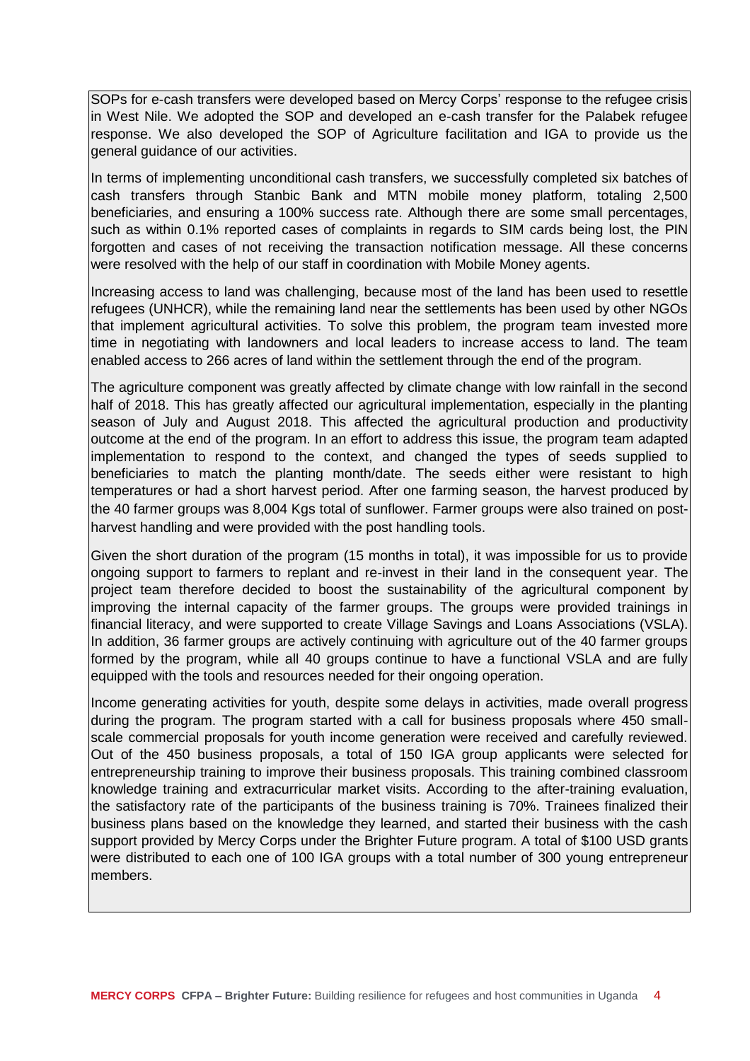SOPs for e-cash transfers were developed based on Mercy Corps' response to the refugee crisis in West Nile. We adopted the SOP and developed an e-cash transfer for the Palabek refugee response. We also developed the SOP of Agriculture facilitation and IGA to provide us the general guidance of our activities.

In terms of implementing unconditional cash transfers, we successfully completed six batches of cash transfers through Stanbic Bank and MTN mobile money platform, totaling 2,500 beneficiaries, and ensuring a 100% success rate. Although there are some small percentages, such as within 0.1% reported cases of complaints in regards to SIM cards being lost, the PIN forgotten and cases of not receiving the transaction notification message. All these concerns were resolved with the help of our staff in coordination with Mobile Money agents.

Increasing access to land was challenging, because most of the land has been used to resettle refugees (UNHCR), while the remaining land near the settlements has been used by other NGOs that implement agricultural activities. To solve this problem, the program team invested more time in negotiating with landowners and local leaders to increase access to land. The team enabled access to 266 acres of land within the settlement through the end of the program.

The agriculture component was greatly affected by climate change with low rainfall in the second half of 2018. This has greatly affected our agricultural implementation, especially in the planting season of July and August 2018. This affected the agricultural production and productivity outcome at the end of the program. In an effort to address this issue, the program team adapted implementation to respond to the context, and changed the types of seeds supplied to beneficiaries to match the planting month/date. The seeds either were resistant to high temperatures or had a short harvest period. After one farming season, the harvest produced by the 40 farmer groups was 8,004 Kgs total of sunflower. Farmer groups were also trained on post-harvest handling and were provided with the post handling tools.

Given the short duration of the program (15 months in total), it was impossible for us to provide ongoing support to farmers to replant and re-invest in their land in the consequent year. The project team therefore decided to boost the sustainability of the agricultural component by improving the internal capacity of the farmer groups. The groups were provided trainings in financial literacy, and were supported to create Village Savings and Loans Associations (VSLA). In addition, 36 farmer groups are actively continuing with agriculture out of the 40 farmer groups formed by the program, while all 40 groups continue to have a functional VSLA and are fully equipped with the tools and resources needed for their ongoing operation.

Income generating activities for youth, despite some delays in activities, made overall progress during the program. The program started with a call for business proposals where 450 small-scale commercial proposals for youth income generation were received and carefully reviewed. Out of the 450 business proposals, a total of 150 IGA group applicants were selected for entrepreneurship training to improve their business proposals. This training combined classroom knowledge training and extracurricular market visits. According to the after-training evaluation, the satisfactory rate of the participants of the business training is 70%. Trainees finalized their business plans based on the knowledge they learned, and started their business with the cash support provided by Mercy Corps under the Brighter Future program. A total of $100 USD grants were distributed to each one of 100 IGA groups with a total number of 300 young entrepreneur members.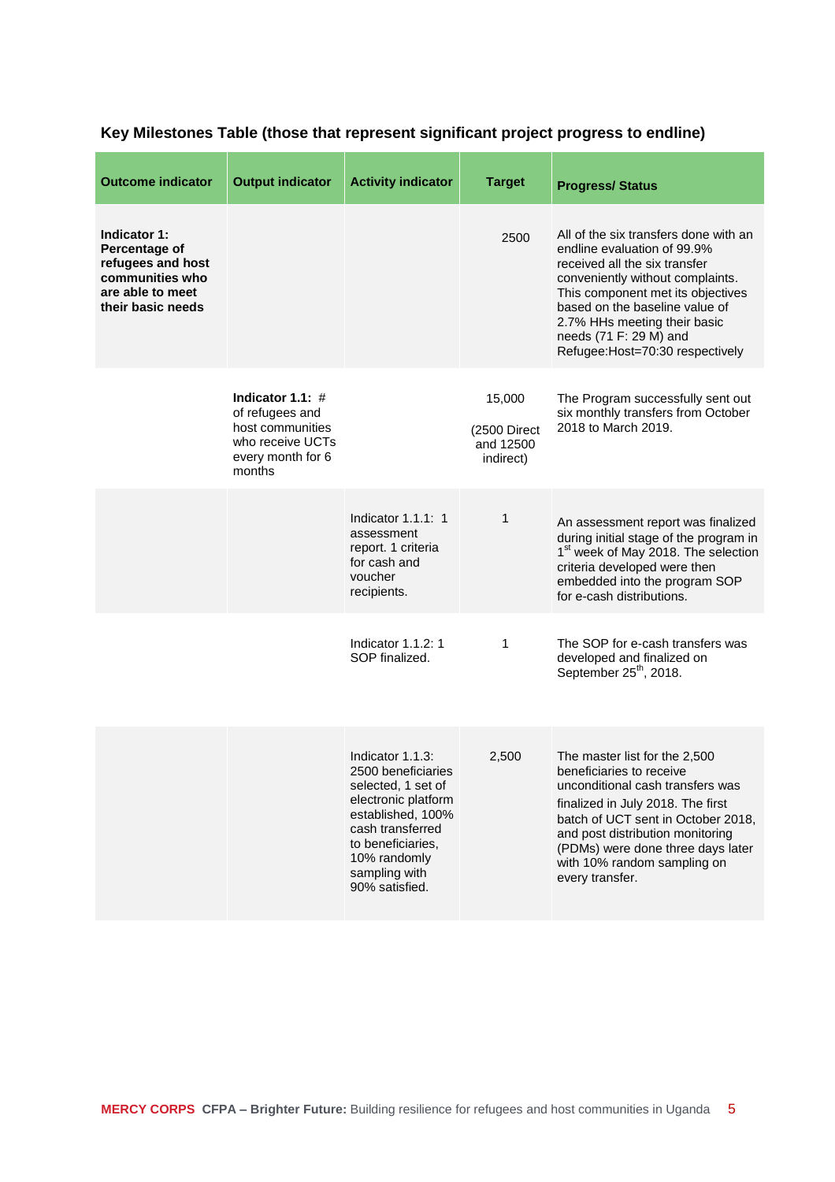### Key Milestones Table (those that represent significant project progress to endline)

| Outcome indicator | Output indicator | Activity indicator | Target | Progress/ Status |
|---|---|---|---|---|
| **Indicator 1: Percentage of refugees and host communities who are able to meet their basic needs** | | | 2500 | All of the six transfers done with an endline evaluation of 99.9% received all the six transfer conveniently without complaints. This component met its objectives based on the baseline value of 2.7% HHs meeting their basic needs (71 F: 29 M) and Refugee:Host=70:30 respectively |
| | **Indicator 1.1:** # of refugees and host communities who receive UCTs every month for 6 months | | 15,000 (2500 Direct and 12500 indirect) | The Program successfully sent out six monthly transfers from October 2018 to March 2019. |
| | | Indicator 1.1.1: 1 assessment report. 1 criteria for cash and voucher recipients. | 1 | An assessment report was finalized during initial stage of the program in 1st week of May 2018. The selection criteria developed were then embedded into the program SOP for e-cash distributions. |
| | | Indicator 1.1.2: 1 SOP finalized. | 1 | The SOP for e-cash transfers was developed and finalized on September 25th, 2018. |
| | | Indicator 1.1.3: 2500 beneficiaries selected, 1 set of electronic platform established, 100% cash transferred to beneficiaries, 10% randomly sampling with 90% satisfied. | 2,500 | The master list for the 2,500 beneficiaries to receive unconditional cash transfers was finalized in July 2018. The first batch of UCT sent in October 2018, and post distribution monitoring (PDMs) were done three days later with 10% random sampling on every transfer. |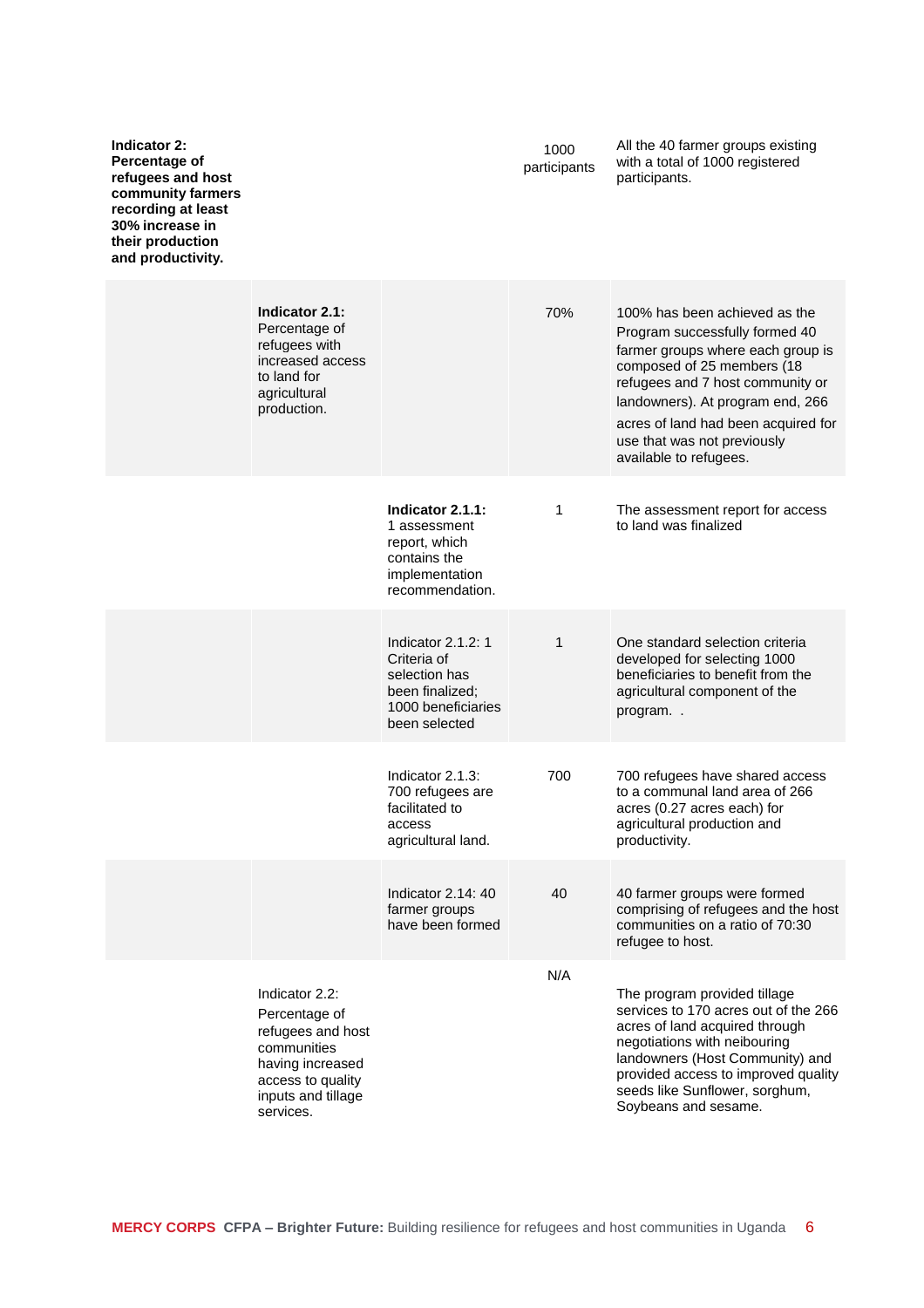| | | | | |
|---|---|---|---|---|
| **Indicator 2: Percentage of refugees and host community farmers recording at least 30% increase in their production and productivity.** | | | 1000 participants | All the 40 farmer groups existing with a total of 1000 registered participants. |
| | **Indicator 2.1:** Percentage of refugees with increased access to land for agricultural production. | | 70% | 100% has been achieved as the Program successfully formed 40 farmer groups where each group is composed of 25 members (18 refugees and 7 host community or landowners). At program end, 266 acres of land had been acquired for use that was not previously available to refugees. |
| | | **Indicator 2.1.1:** 1 assessment report, which contains the implementation recommendation. | 1 | The assessment report for access to land was finalized |
| | | Indicator 2.1.2: 1 Criteria of selection has been finalized; 1000 beneficiaries been selected | 1 | One standard selection criteria developed for selecting 1000 beneficiaries to benefit from the agricultural component of the program. . |
| | | Indicator 2.1.3: 700 refugees are facilitated to access agricultural land. | 700 | 700 refugees have shared access to a communal land area of 266 acres (0.27 acres each) for agricultural production and productivity. |
| | | Indicator 2.14: 40 farmer groups have been formed | 40 | 40 farmer groups were formed comprising of refugees and the host communities on a ratio of 70:30 refugee to host. |
| | Indicator 2.2: Percentage of refugees and host communities having increased access to quality inputs and tillage services. | | N/A | The program provided tillage services to 170 acres out of the 266 acres of land acquired through negotiations with neibouring landowners (Host Community) and provided access to improved quality seeds like Sunflower, sorghum, Soybeans and sesame. |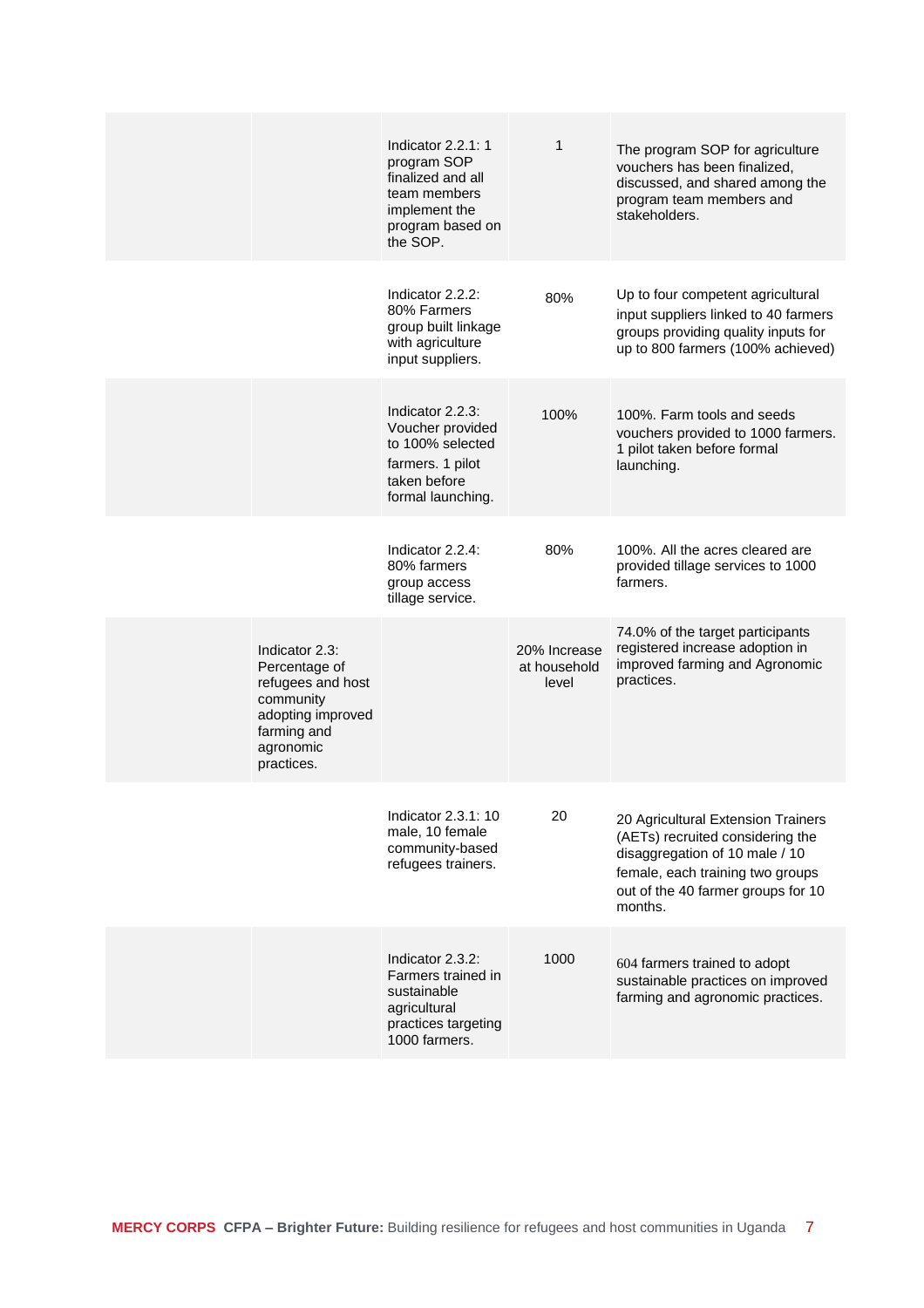| | | | | |
|---|---|---|---|---|
| | | Indicator 2.2.1: 1 program SOP finalized and all team members implement the program based on the SOP. | 1 | The program SOP for agriculture vouchers has been finalized, discussed, and shared among the program team members and stakeholders. |
| | | Indicator 2.2.2: 80% Farmers group built linkage with agriculture input suppliers. | 80% | Up to four competent agricultural input suppliers linked to 40 farmers groups providing quality inputs for up to 800 farmers (100% achieved) |
| | | Indicator 2.2.3: Voucher provided to 100% selected farmers. 1 pilot taken before formal launching. | 100% | 100%. Farm tools and seeds vouchers provided to 1000 farmers. 1 pilot taken before formal launching. |
| | | Indicator 2.2.4: 80% farmers group access tillage service. | 80% | 100%. All the acres cleared are provided tillage services to 1000 farmers. |
| | Indicator 2.3: Percentage of refugees and host community adopting improved farming and agronomic practices. | | 20% Increase at household level | 74.0% of the target participants registered increase adoption in improved farming and Agronomic practices. |
| | | Indicator 2.3.1: 10 male, 10 female community-based refugees trainers. | 20 | 20 Agricultural Extension Trainers (AETs) recruited considering the disaggregation of 10 male / 10 female, each training two groups out of the 40 farmer groups for 10 months. |
| | | Indicator 2.3.2: Farmers trained in sustainable agricultural practices targeting 1000 farmers. | 1000 | 604 farmers trained to adopt sustainable practices on improved farming and agronomic practices. |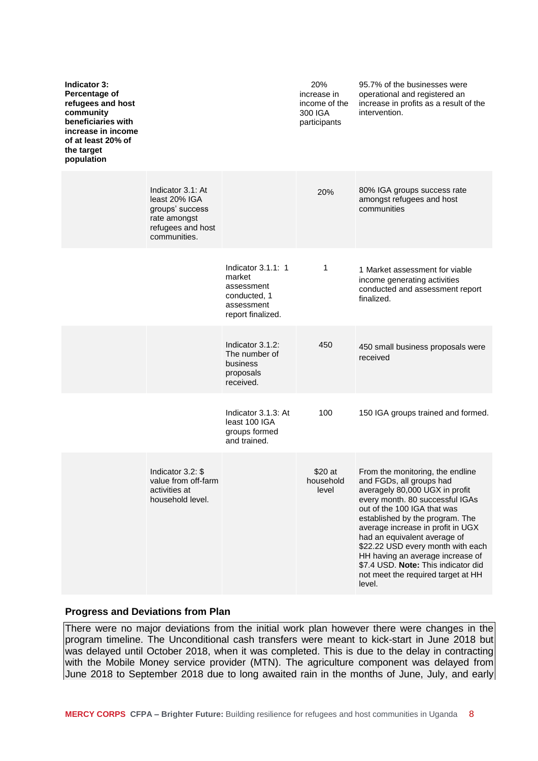| | | | | |
|---|---|---|---|---|
| **Indicator 3: Percentage of refugees and host community beneficiaries with increase in income of at least 20% of the target population** | | | 20% increase in income of the 300 IGA participants | 95.7% of the businesses were operational and registered an increase in profits as a result of the intervention. |
| | Indicator 3.1: At least 20% IGA groups' success rate amongst refugees and host communities. | | 20% | 80% IGA groups success rate amongst refugees and host communities |
| | | Indicator 3.1.1: 1 market assessment conducted, 1 assessment report finalized. | 1 | 1 Market assessment for viable income generating activities conducted and assessment report finalized. |
| | | Indicator 3.1.2: The number of business proposals received. | 450 | 450 small business proposals were received |
| | | Indicator 3.1.3: At least 100 IGA groups formed and trained. | 100 | 150 IGA groups trained and formed. |
| | Indicator 3.2: $ value from off-farm activities at household level. | | $20 at household level | From the monitoring, the endline and FGDs, all groups had averagely 80,000 UGX in profit every month. 80 successful IGAs out of the 100 IGA that was established by the program. The average increase in profit in UGX had an equivalent average of $22.22 USD every month with each HH having an average increase of $7.4 USD. **Note:** This indicator did not meet the required target at HH level. |

### Progress and Deviations from Plan

There were no major deviations from the initial work plan however there were changes in the program timeline. The Unconditional cash transfers were meant to kick-start in June 2018 but was delayed until October 2018, when it was completed. This is due to the delay in contracting with the Mobile Money service provider (MTN). The agriculture component was delayed from June 2018 to September 2018 due to long awaited rain in the months of June, July, and early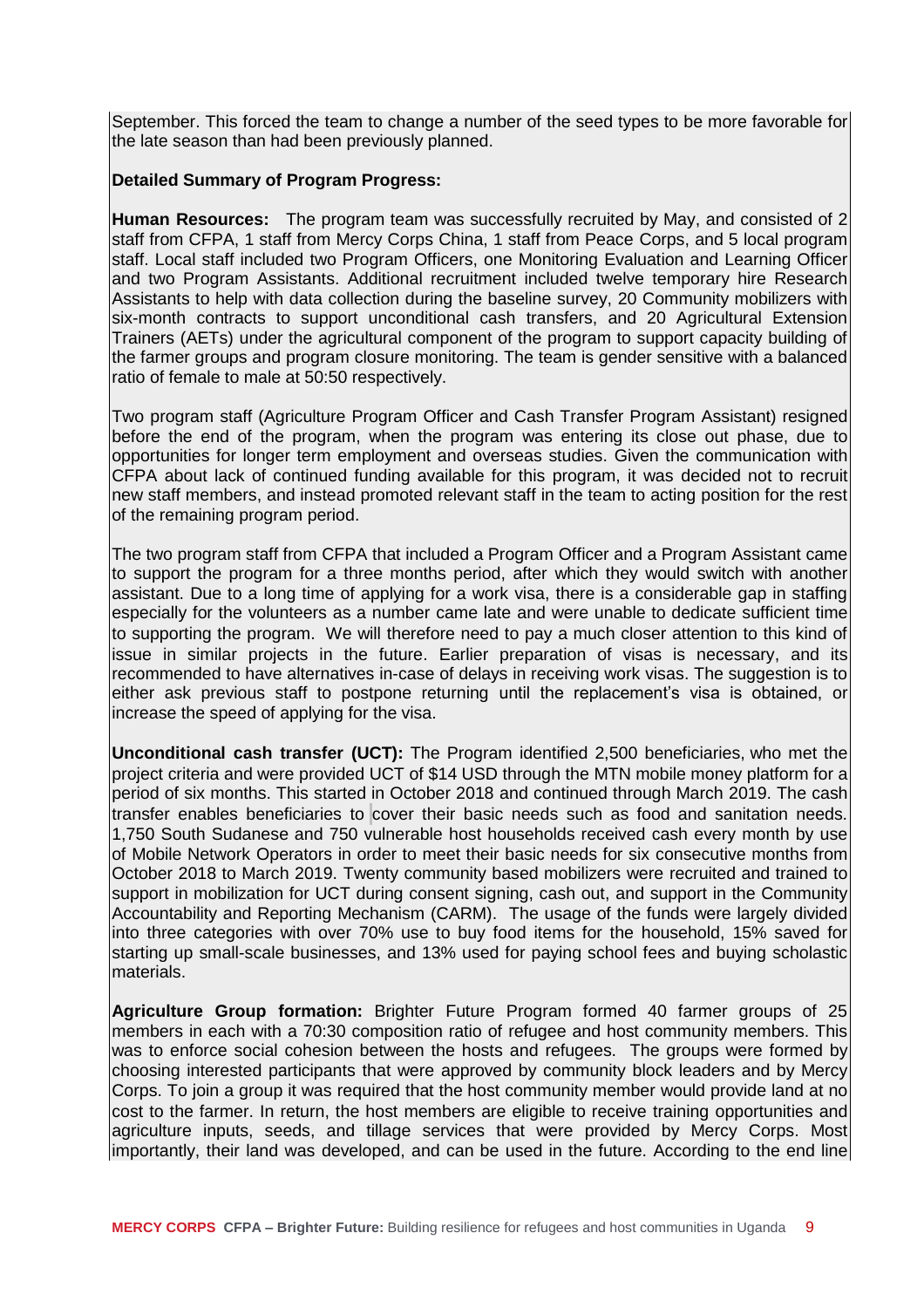September. This forced the team to change a number of the seed types to be more favorable for the late season than had been previously planned.

**Detailed Summary of Program Progress:**

**Human Resources:** The program team was successfully recruited by May, and consisted of 2 staff from CFPA, 1 staff from Mercy Corps China, 1 staff from Peace Corps, and 5 local program staff. Local staff included two Program Officers, one Monitoring Evaluation and Learning Officer and two Program Assistants. Additional recruitment included twelve temporary hire Research Assistants to help with data collection during the baseline survey, 20 Community mobilizers with six-month contracts to support unconditional cash transfers, and 20 Agricultural Extension Trainers (AETs) under the agricultural component of the program to support capacity building of the farmer groups and program closure monitoring. The team is gender sensitive with a balanced ratio of female to male at 50:50 respectively.

Two program staff (Agriculture Program Officer and Cash Transfer Program Assistant) resigned before the end of the program, when the program was entering its close out phase, due to opportunities for longer term employment and overseas studies. Given the communication with CFPA about lack of continued funding available for this program, it was decided not to recruit new staff members, and instead promoted relevant staff in the team to acting position for the rest of the remaining program period.

The two program staff from CFPA that included a Program Officer and a Program Assistant came to support the program for a three months period, after which they would switch with another assistant. Due to a long time of applying for a work visa, there is a considerable gap in staffing especially for the volunteers as a number came late and were unable to dedicate sufficient time to supporting the program. We will therefore need to pay a much closer attention to this kind of issue in similar projects in the future. Earlier preparation of visas is necessary, and its recommended to have alternatives in-case of delays in receiving work visas. The suggestion is to either ask previous staff to postpone returning until the replacement's visa is obtained, or increase the speed of applying for the visa.

**Unconditional cash transfer (UCT):** The Program identified 2,500 beneficiaries, who met the project criteria and were provided UCT of $14 USD through the MTN mobile money platform for a period of six months. This started in October 2018 and continued through March 2019. The cash transfer enables beneficiaries to cover their basic needs such as food and sanitation needs. 1,750 South Sudanese and 750 vulnerable host households received cash every month by use of Mobile Network Operators in order to meet their basic needs for six consecutive months from October 2018 to March 2019. Twenty community based mobilizers were recruited and trained to support in mobilization for UCT during consent signing, cash out, and support in the Community Accountability and Reporting Mechanism (CARM). The usage of the funds were largely divided into three categories with over 70% use to buy food items for the household, 15% saved for starting up small-scale businesses, and 13% used for paying school fees and buying scholastic materials.

**Agriculture Group formation:** Brighter Future Program formed 40 farmer groups of 25 members in each with a 70:30 composition ratio of refugee and host community members. This was to enforce social cohesion between the hosts and refugees. The groups were formed by choosing interested participants that were approved by community block leaders and by Mercy Corps. To join a group it was required that the host community member would provide land at no cost to the farmer. In return, the host members are eligible to receive training opportunities and agriculture inputs, seeds, and tillage services that were provided by Mercy Corps. Most importantly, their land was developed, and can be used in the future. According to the end line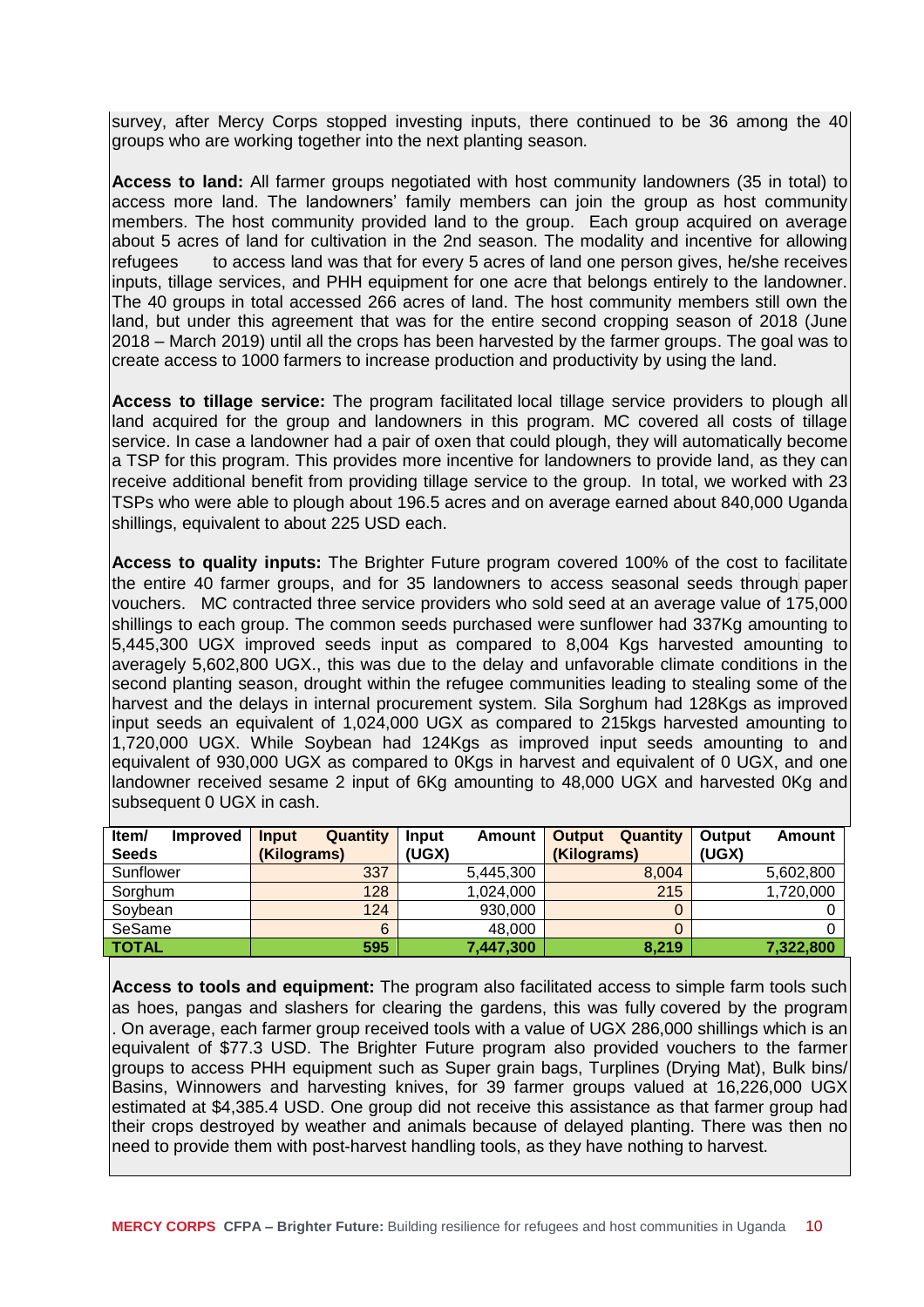survey, after Mercy Corps stopped investing inputs, there continued to be 36 among the 40 groups who are working together into the next planting season.

**Access to land:** All farmer groups negotiated with host community landowners (35 in total) to access more land. The landowners' family members can join the group as host community members. The host community provided land to the group. Each group acquired on average about 5 acres of land for cultivation in the 2nd season. The modality and incentive for allowing refugees to access land was that for every 5 acres of land one person gives, he/she receives inputs, tillage services, and PHH equipment for one acre that belongs entirely to the landowner. The 40 groups in total accessed 266 acres of land. The host community members still own the land, but under this agreement that was for the entire second cropping season of 2018 (June 2018 – March 2019) until all the crops has been harvested by the farmer groups. The goal was to create access to 1000 farmers to increase production and productivity by using the land.

**Access to tillage service:** The program facilitated local tillage service providers to plough all land acquired for the group and landowners in this program. MC covered all costs of tillage service. In case a landowner had a pair of oxen that could plough, they will automatically become a TSP for this program. This provides more incentive for landowners to provide land, as they can receive additional benefit from providing tillage service to the group. In total, we worked with 23 TSPs who were able to plough about 196.5 acres and on average earned about 840,000 Uganda shillings, equivalent to about 225 USD each.

**Access to quality inputs:** The Brighter Future program covered 100% of the cost to facilitate the entire 40 farmer groups, and for 35 landowners to access seasonal seeds through paper vouchers. MC contracted three service providers who sold seed at an average value of 175,000 shillings to each group. The common seeds purchased were sunflower had 337Kg amounting to 5,445,300 UGX improved seeds input as compared to 8,004 Kgs harvested amounting to averagely 5,602,800 UGX., this was due to the delay and unfavorable climate conditions in the second planting season, drought within the refugee communities leading to stealing some of the harvest and the delays in internal procurement system. Sila Sorghum had 128Kgs as improved input seeds an equivalent of 1,024,000 UGX as compared to 215kgs harvested amounting to 1,720,000 UGX. While Soybean had 124Kgs as improved input seeds amounting to and equivalent of 930,000 UGX as compared to 0Kgs in harvest and equivalent of 0 UGX, and one landowner received sesame 2 input of 6Kg amounting to 48,000 UGX and harvested 0Kg and subsequent 0 UGX in cash.

| Item/ Improved Seeds | Input Quantity (Kilograms) | Input Amount (UGX) | Output Quantity (Kilograms) | Output Amount (UGX) |
|---|---|---|---|---|
| Sunflower | 337 | 5,445,300 | 8,004 | 5,602,800 |
| Sorghum | 128 | 1,024,000 | 215 | 1,720,000 |
| Soybean | 124 | 930,000 | 0 | 0 |
| SeSame | 6 | 48,000 | 0 | 0 |
| **TOTAL** | **595** | **7,447,300** | **8,219** | **7,322,800** |

**Access to tools and equipment:** The program also facilitated access to simple farm tools such as hoes, pangas and slashers for clearing the gardens, this was fully covered by the program . On average, each farmer group received tools with a value of UGX 286,000 shillings which is an equivalent of $77.3 USD. The Brighter Future program also provided vouchers to the farmer groups to access PHH equipment such as Super grain bags, Turplines (Drying Mat), Bulk bins/ Basins, Winnowers and harvesting knives, for 39 farmer groups valued at 16,226,000 UGX estimated at $4,385.4 USD. One group did not receive this assistance as that farmer group had their crops destroyed by weather and animals because of delayed planting. There was then no need to provide them with post-harvest handling tools, as they have nothing to harvest.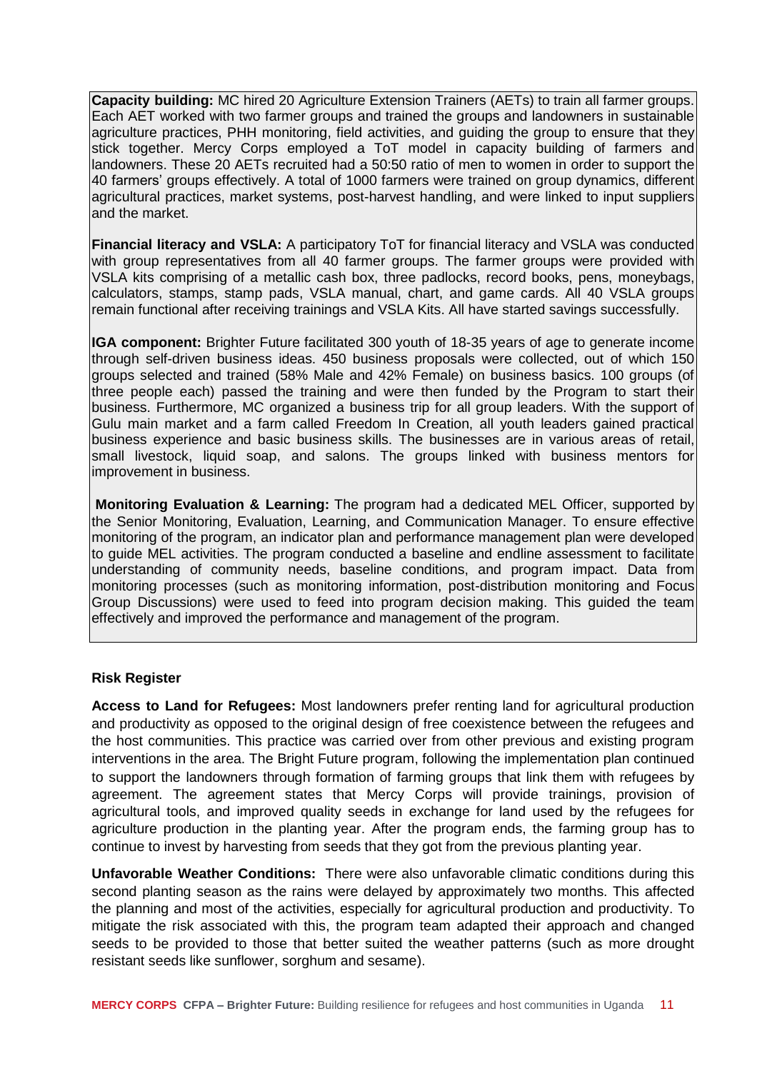**Capacity building:** MC hired 20 Agriculture Extension Trainers (AETs) to train all farmer groups. Each AET worked with two farmer groups and trained the groups and landowners in sustainable agriculture practices, PHH monitoring, field activities, and guiding the group to ensure that they stick together. Mercy Corps employed a ToT model in capacity building of farmers and landowners. These 20 AETs recruited had a 50:50 ratio of men to women in order to support the 40 farmers' groups effectively. A total of 1000 farmers were trained on group dynamics, different agricultural practices, market systems, post-harvest handling, and were linked to input suppliers and the market.

**Financial literacy and VSLA:** A participatory ToT for financial literacy and VSLA was conducted with group representatives from all 40 farmer groups. The farmer groups were provided with VSLA kits comprising of a metallic cash box, three padlocks, record books, pens, moneybags, calculators, stamps, stamp pads, VSLA manual, chart, and game cards. All 40 VSLA groups remain functional after receiving trainings and VSLA Kits. All have started savings successfully.

**IGA component:** Brighter Future facilitated 300 youth of 18-35 years of age to generate income through self-driven business ideas. 450 business proposals were collected, out of which 150 groups selected and trained (58% Male and 42% Female) on business basics. 100 groups (of three people each) passed the training and were then funded by the Program to start their business. Furthermore, MC organized a business trip for all group leaders. With the support of Gulu main market and a farm called Freedom In Creation, all youth leaders gained practical business experience and basic business skills. The businesses are in various areas of retail, small livestock, liquid soap, and salons. The groups linked with business mentors for improvement in business.

**Monitoring Evaluation & Learning:** The program had a dedicated MEL Officer, supported by the Senior Monitoring, Evaluation, Learning, and Communication Manager. To ensure effective monitoring of the program, an indicator plan and performance management plan were developed to guide MEL activities. The program conducted a baseline and endline assessment to facilitate understanding of community needs, baseline conditions, and program impact. Data from monitoring processes (such as monitoring information, post-distribution monitoring and Focus Group Discussions) were used to feed into program decision making. This guided the team effectively and improved the performance and management of the program.

**Risk Register**

**Access to Land for Refugees:** Most landowners prefer renting land for agricultural production and productivity as opposed to the original design of free coexistence between the refugees and the host communities. This practice was carried over from other previous and existing program interventions in the area. The Bright Future program, following the implementation plan continued to support the landowners through formation of farming groups that link them with refugees by agreement. The agreement states that Mercy Corps will provide trainings, provision of agricultural tools, and improved quality seeds in exchange for land used by the refugees for agriculture production in the planting year. After the program ends, the farming group has to continue to invest by harvesting from seeds that they got from the previous planting year.

**Unfavorable Weather Conditions:** There were also unfavorable climatic conditions during this second planting season as the rains were delayed by approximately two months. This affected the planning and most of the activities, especially for agricultural production and productivity. To mitigate the risk associated with this, the program team adapted their approach and changed seeds to be provided to those that better suited the weather patterns (such as more drought resistant seeds like sunflower, sorghum and sesame).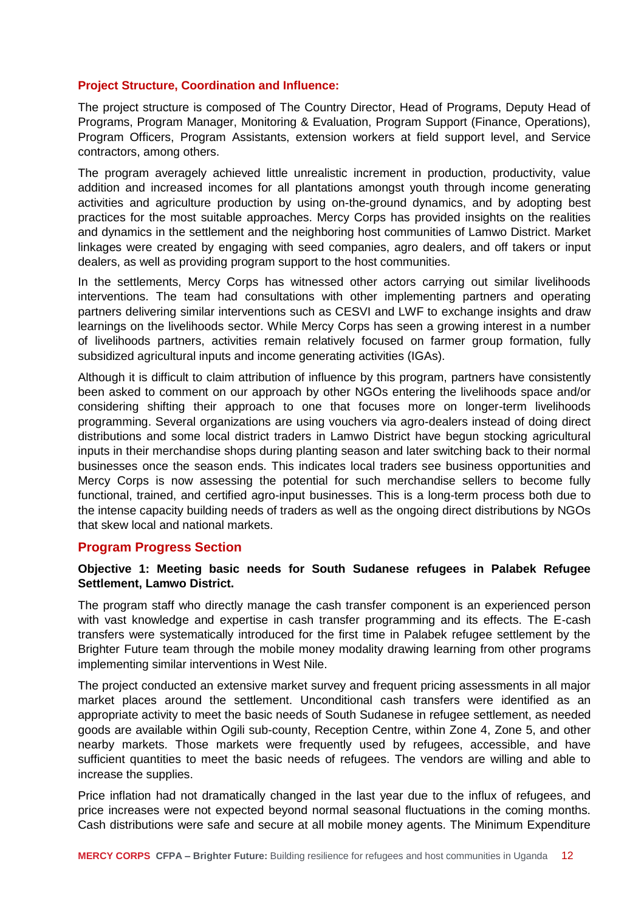### Project Structure, Coordination and Influence:

The project structure is composed of The Country Director, Head of Programs, Deputy Head of Programs, Program Manager, Monitoring & Evaluation, Program Support (Finance, Operations), Program Officers, Program Assistants, extension workers at field support level, and Service contractors, among others.

The program averagely achieved little unrealistic increment in production, productivity, value addition and increased incomes for all plantations amongst youth through income generating activities and agriculture production by using on-the-ground dynamics, and by adopting best practices for the most suitable approaches. Mercy Corps has provided insights on the realities and dynamics in the settlement and the neighboring host communities of Lamwo District. Market linkages were created by engaging with seed companies, agro dealers, and off takers or input dealers, as well as providing program support to the host communities.

In the settlements, Mercy Corps has witnessed other actors carrying out similar livelihoods interventions. The team had consultations with other implementing partners and operating partners delivering similar interventions such as CESVI and LWF to exchange insights and draw learnings on the livelihoods sector. While Mercy Corps has seen a growing interest in a number of livelihoods partners, activities remain relatively focused on farmer group formation, fully subsidized agricultural inputs and income generating activities (IGAs).

Although it is difficult to claim attribution of influence by this program, partners have consistently been asked to comment on our approach by other NGOs entering the livelihoods space and/or considering shifting their approach to one that focuses more on longer-term livelihoods programming. Several organizations are using vouchers via agro-dealers instead of doing direct distributions and some local district traders in Lamwo District have begun stocking agricultural inputs in their merchandise shops during planting season and later switching back to their normal businesses once the season ends. This indicates local traders see business opportunities and Mercy Corps is now assessing the potential for such merchandise sellers to become fully functional, trained, and certified agro-input businesses. This is a long-term process both due to the intense capacity building needs of traders as well as the ongoing direct distributions by NGOs that skew local and national markets.

## Program Progress Section

**Objective 1: Meeting basic needs for South Sudanese refugees in Palabek Refugee Settlement, Lamwo District.**

The program staff who directly manage the cash transfer component is an experienced person with vast knowledge and expertise in cash transfer programming and its effects. The E-cash transfers were systematically introduced for the first time in Palabek refugee settlement by the Brighter Future team through the mobile money modality drawing learning from other programs implementing similar interventions in West Nile.

The project conducted an extensive market survey and frequent pricing assessments in all major market places around the settlement. Unconditional cash transfers were identified as an appropriate activity to meet the basic needs of South Sudanese in refugee settlement, as needed goods are available within Ogili sub-county, Reception Centre, within Zone 4, Zone 5, and other nearby markets. Those markets were frequently used by refugees, accessible, and have sufficient quantities to meet the basic needs of refugees. The vendors are willing and able to increase the supplies.

Price inflation had not dramatically changed in the last year due to the influx of refugees, and price increases were not expected beyond normal seasonal fluctuations in the coming months. Cash distributions were safe and secure at all mobile money agents. The Minimum Expenditure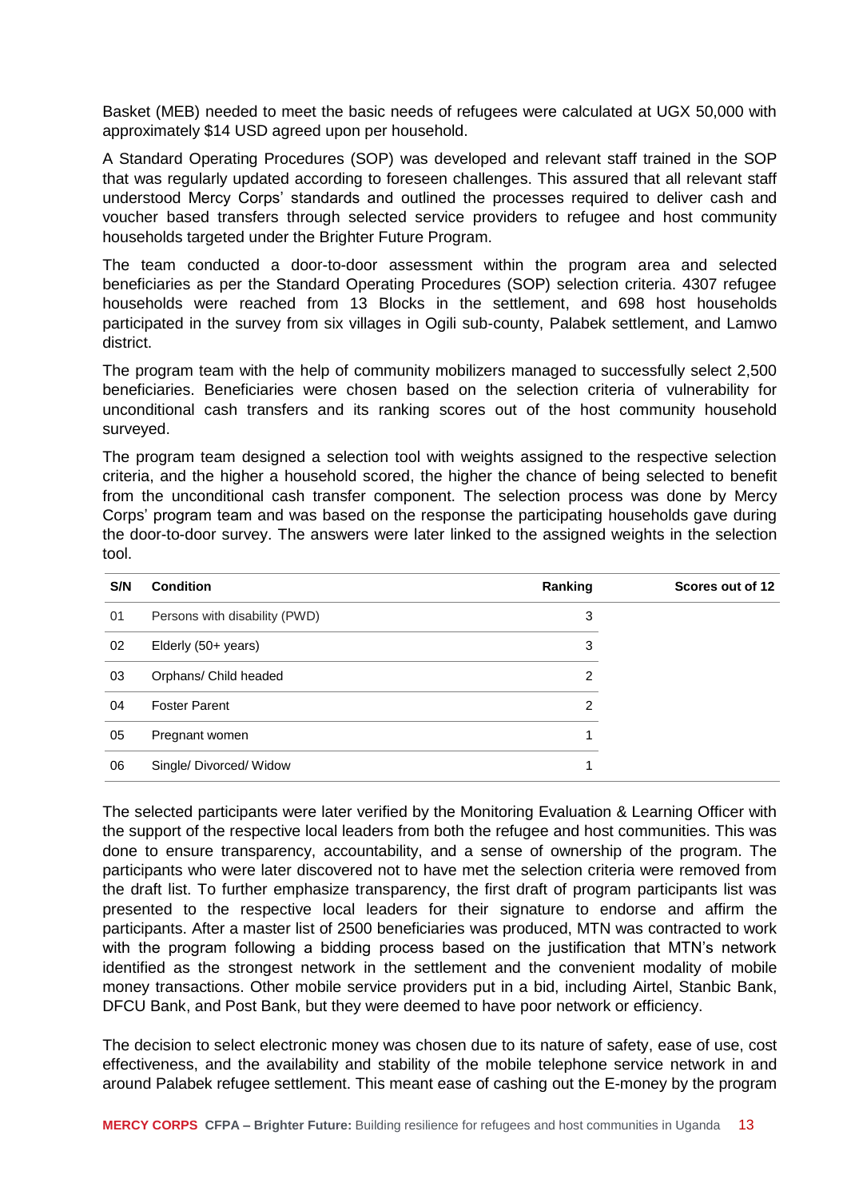Basket (MEB) needed to meet the basic needs of refugees were calculated at UGX 50,000 with approximately $14 USD agreed upon per household.

A Standard Operating Procedures (SOP) was developed and relevant staff trained in the SOP that was regularly updated according to foreseen challenges. This assured that all relevant staff understood Mercy Corps' standards and outlined the processes required to deliver cash and voucher based transfers through selected service providers to refugee and host community households targeted under the Brighter Future Program.

The team conducted a door-to-door assessment within the program area and selected beneficiaries as per the Standard Operating Procedures (SOP) selection criteria. 4307 refugee households were reached from 13 Blocks in the settlement, and 698 host households participated in the survey from six villages in Ogili sub-county, Palabek settlement, and Lamwo district.

The program team with the help of community mobilizers managed to successfully select 2,500 beneficiaries. Beneficiaries were chosen based on the selection criteria of vulnerability for unconditional cash transfers and its ranking scores out of the host community household surveyed.

The program team designed a selection tool with weights assigned to the respective selection criteria, and the higher a household scored, the higher the chance of being selected to benefit from the unconditional cash transfer component. The selection process was done by Mercy Corps' program team and was based on the response the participating households gave during the door-to-door survey. The answers were later linked to the assigned weights in the selection tool.

| S/N | Condition | Ranking | Scores out of 12 |
|---|---|---|---|
| 01 | Persons with disability (PWD) | 3 | |
| 02 | Elderly (50+ years) | 3 | |
| 03 | Orphans/ Child headed | 2 | |
| 04 | Foster Parent | 2 | |
| 05 | Pregnant women | 1 | |
| 06 | Single/ Divorced/ Widow | 1 | |

The selected participants were later verified by the Monitoring Evaluation & Learning Officer with the support of the respective local leaders from both the refugee and host communities. This was done to ensure transparency, accountability, and a sense of ownership of the program. The participants who were later discovered not to have met the selection criteria were removed from the draft list. To further emphasize transparency, the first draft of program participants list was presented to the respective local leaders for their signature to endorse and affirm the participants. After a master list of 2500 beneficiaries was produced, MTN was contracted to work with the program following a bidding process based on the justification that MTN's network identified as the strongest network in the settlement and the convenient modality of mobile money transactions. Other mobile service providers put in a bid, including Airtel, Stanbic Bank, DFCU Bank, and Post Bank, but they were deemed to have poor network or efficiency.

The decision to select electronic money was chosen due to its nature of safety, ease of use, cost effectiveness, and the availability and stability of the mobile telephone service network in and around Palabek refugee settlement. This meant ease of cashing out the E-money by the program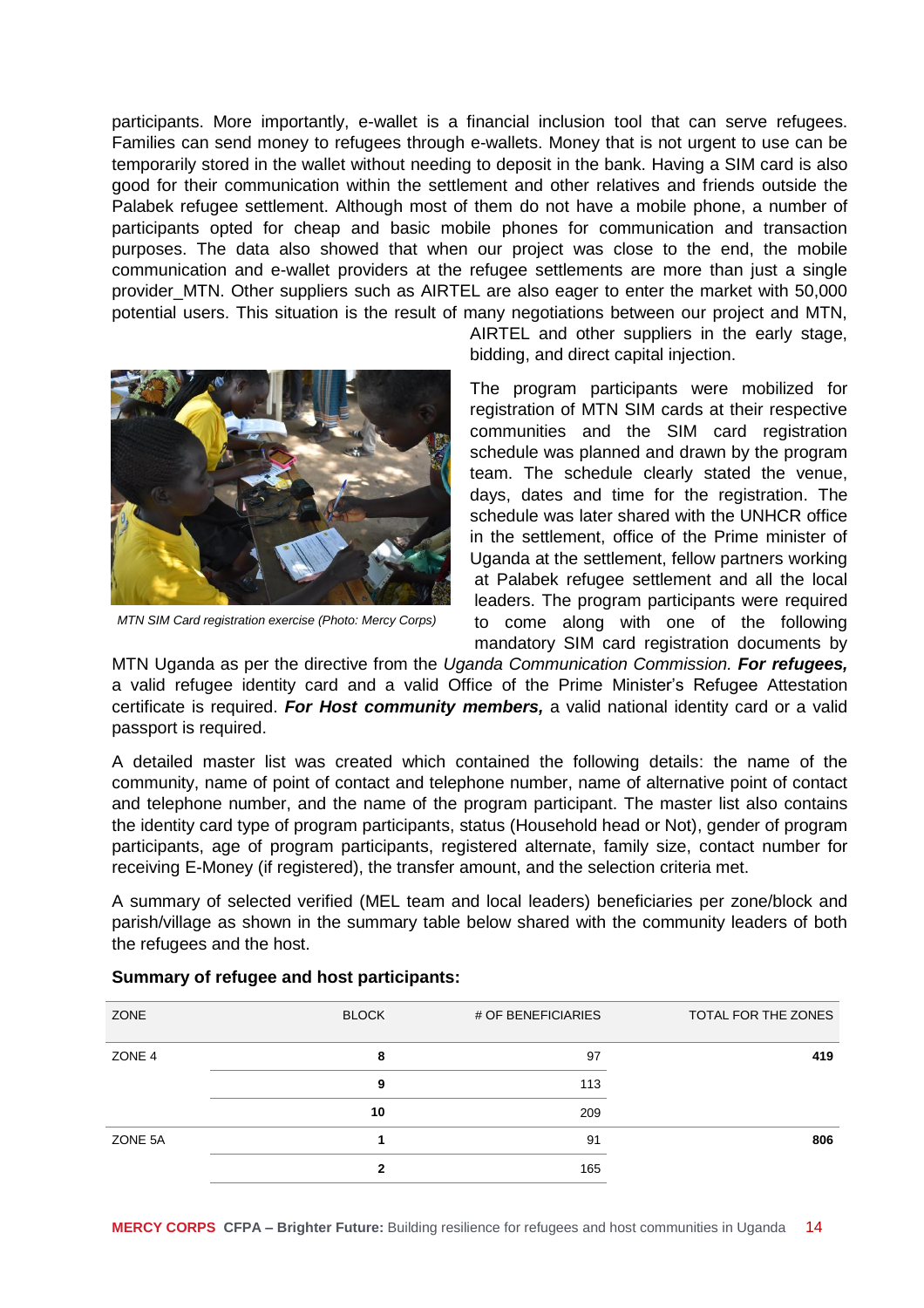participants. More importantly, e-wallet is a financial inclusion tool that can serve refugees. Families can send money to refugees through e-wallets. Money that is not urgent to use can be temporarily stored in the wallet without needing to deposit in the bank. Having a SIM card is also good for their communication within the settlement and other relatives and friends outside the Palabek refugee settlement. Although most of them do not have a mobile phone, a number of participants opted for cheap and basic mobile phones for communication and transaction purposes. The data also showed that when our project was close to the end, the mobile communication and e-wallet providers at the refugee settlements are more than just a single provider_MTN. Other suppliers such as AIRTEL are also eager to enter the market with 50,000 potential users. This situation is the result of many negotiations between our project and MTN, AIRTEL and other suppliers in the early stage, bidding, and direct capital injection.

*MTN SIM Card registration exercise (Photo: Mercy Corps)*

The program participants were mobilized for registration of MTN SIM cards at their respective communities and the SIM card registration schedule was planned and drawn by the program team. The schedule clearly stated the venue, days, dates and time for the registration. The schedule was later shared with the UNHCR office in the settlement, office of the Prime minister of Uganda at the settlement, fellow partners working at Palabek refugee settlement and all the local leaders. The program participants were required to come along with one of the following mandatory SIM card registration documents by MTN Uganda as per the directive from the *Uganda Communication Commission.* ***For refugees,*** a valid refugee identity card and a valid Office of the Prime Minister's Refugee Attestation certificate is required. ***For Host community members,*** a valid national identity card or a valid passport is required.

A detailed master list was created which contained the following details: the name of the community, name of point of contact and telephone number, name of alternative point of contact and telephone number, and the name of the program participant. The master list also contains the identity card type of program participants, status (Household head or Not), gender of program participants, age of program participants, registered alternate, family size, contact number for receiving E-Money (if registered), the transfer amount, and the selection criteria met.

A summary of selected verified (MEL team and local leaders) beneficiaries per zone/block and parish/village as shown in the summary table below shared with the community leaders of both the refugees and the host.

**Summary of refugee and host participants:**

| ZONE | BLOCK | # OF BENEFICIARIES | TOTAL FOR THE ZONES |
|---|---|---|---|
| ZONE 4 | **8** | 97 | **419** |
| | **9** | 113 | |
| | **10** | 209 | |
| ZONE 5A | **1** | 91 | **806** |
| | **2** | 165 | |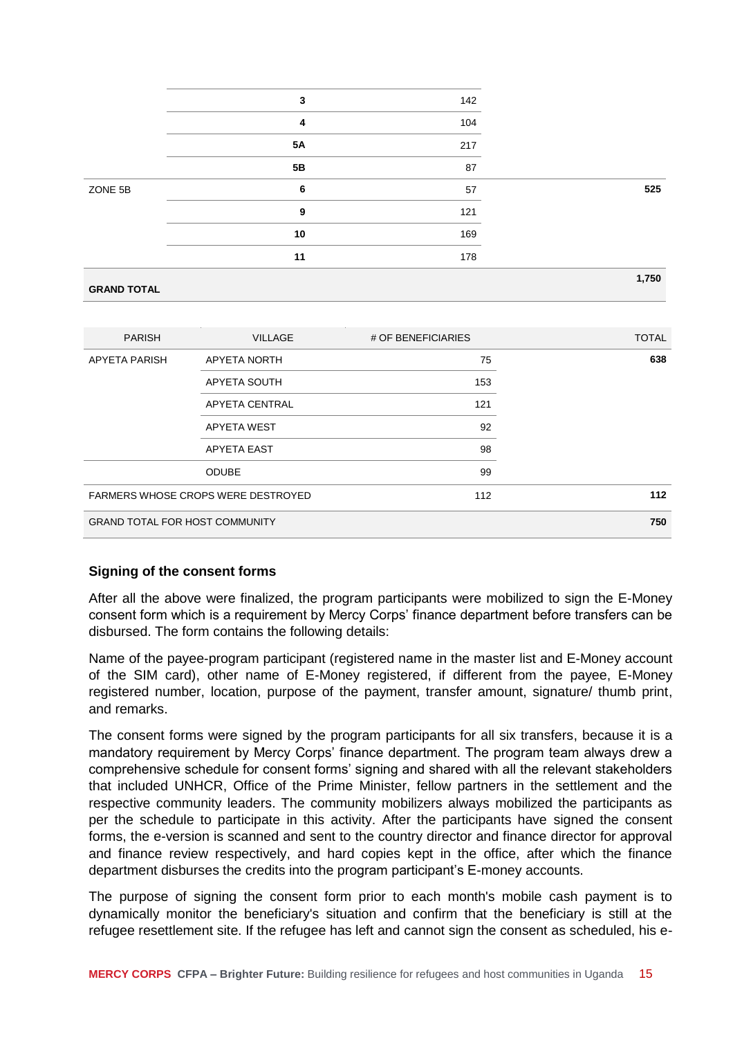| | | | |
|---|---|---|---|
| | 3 | 142 | |
| | 4 | 104 | |
| | 5A | 217 | |
| | 5B | 87 | |
| ZONE 5B | 6 | 57 | 525 |
| | 9 | 121 | |
| | 10 | 169 | |
| | 11 | 178 | |
| **GRAND TOTAL** | | | **1,750** |

| PARISH | VILLAGE | # OF BENEFICIARIES | TOTAL |
|---|---|---|---|
| APYETA PARISH | APYETA NORTH | 75 | **638** |
| | APYETA SOUTH | 153 | |
| | APYETA CENTRAL | 121 | |
| | APYETA WEST | 92 | |
| | APYETA EAST | 98 | |
| | ODUBE | 99 | |
| FARMERS WHOSE CROPS WERE DESTROYED | | 112 | **112** |
| GRAND TOTAL FOR HOST COMMUNITY | | | **750** |

### Signing of the consent forms

After all the above were finalized, the program participants were mobilized to sign the E-Money consent form which is a requirement by Mercy Corps' finance department before transfers can be disbursed. The form contains the following details:

Name of the payee-program participant (registered name in the master list and E-Money account of the SIM card), other name of E-Money registered, if different from the payee, E-Money registered number, location, purpose of the payment, transfer amount, signature/ thumb print, and remarks.

The consent forms were signed by the program participants for all six transfers, because it is a mandatory requirement by Mercy Corps' finance department. The program team always drew a comprehensive schedule for consent forms' signing and shared with all the relevant stakeholders that included UNHCR, Office of the Prime Minister, fellow partners in the settlement and the respective community leaders. The community mobilizers always mobilized the participants as per the schedule to participate in this activity. After the participants have signed the consent forms, the e-version is scanned and sent to the country director and finance director for approval and finance review respectively, and hard copies kept in the office, after which the finance department disburses the credits into the program participant's E-money accounts.

The purpose of signing the consent form prior to each month's mobile cash payment is to dynamically monitor the beneficiary's situation and confirm that the beneficiary is still at the refugee resettlement site. If the refugee has left and cannot sign the consent as scheduled, his e-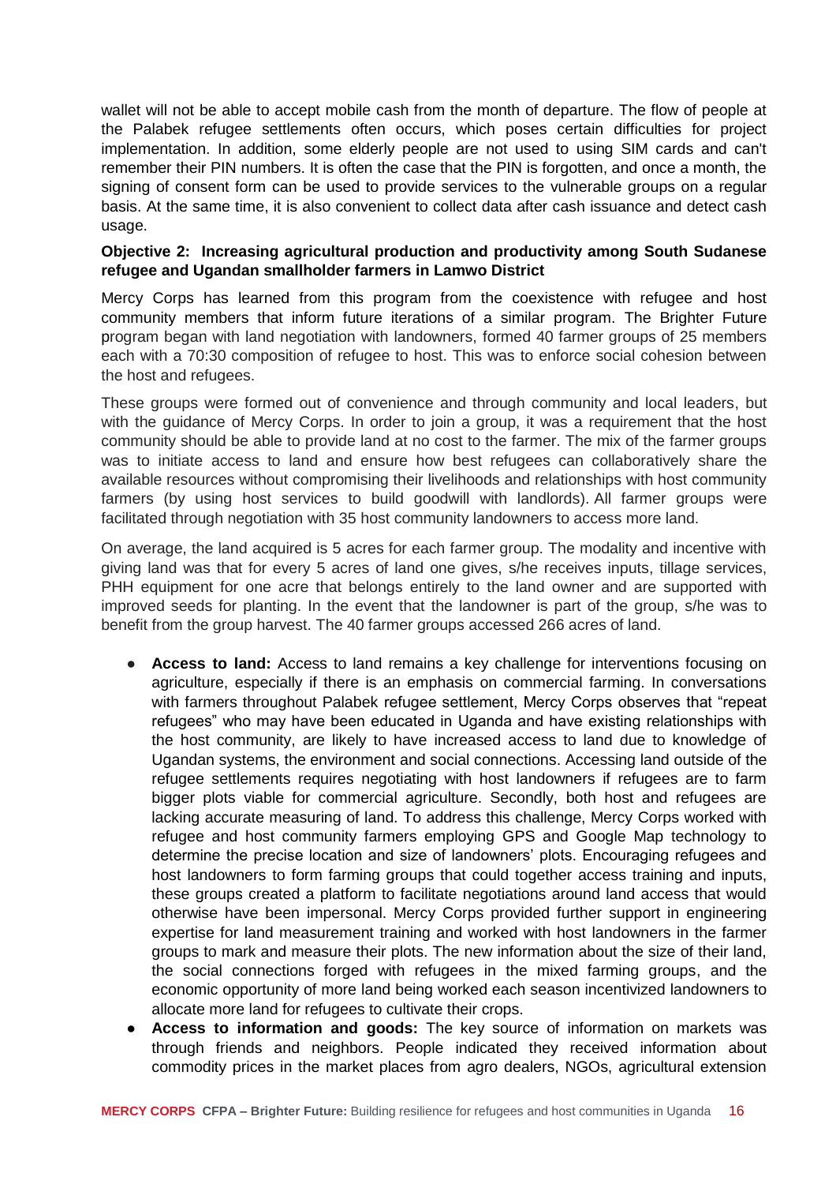wallet will not be able to accept mobile cash from the month of departure. The flow of people at the Palabek refugee settlements often occurs, which poses certain difficulties for project implementation. In addition, some elderly people are not used to using SIM cards and can't remember their PIN numbers. It is often the case that the PIN is forgotten, and once a month, the signing of consent form can be used to provide services to the vulnerable groups on a regular basis. At the same time, it is also convenient to collect data after cash issuance and detect cash usage.

**Objective 2: Increasing agricultural production and productivity among South Sudanese refugee and Ugandan smallholder farmers in Lamwo District**

Mercy Corps has learned from this program from the coexistence with refugee and host community members that inform future iterations of a similar program. The Brighter Future program began with land negotiation with landowners, formed 40 farmer groups of 25 members each with a 70:30 composition of refugee to host. This was to enforce social cohesion between the host and refugees.

These groups were formed out of convenience and through community and local leaders, but with the guidance of Mercy Corps. In order to join a group, it was a requirement that the host community should be able to provide land at no cost to the farmer. The mix of the farmer groups was to initiate access to land and ensure how best refugees can collaboratively share the available resources without compromising their livelihoods and relationships with host community farmers (by using host services to build goodwill with landlords). All farmer groups were facilitated through negotiation with 35 host community landowners to access more land.

On average, the land acquired is 5 acres for each farmer group. The modality and incentive with giving land was that for every 5 acres of land one gives, s/he receives inputs, tillage services, PHH equipment for one acre that belongs entirely to the land owner and are supported with improved seeds for planting. In the event that the landowner is part of the group, s/he was to benefit from the group harvest. The 40 farmer groups accessed 266 acres of land.

- **Access to land:** Access to land remains a key challenge for interventions focusing on agriculture, especially if there is an emphasis on commercial farming. In conversations with farmers throughout Palabek refugee settlement, Mercy Corps observes that "repeat refugees" who may have been educated in Uganda and have existing relationships with the host community, are likely to have increased access to land due to knowledge of Ugandan systems, the environment and social connections. Accessing land outside of the refugee settlements requires negotiating with host landowners if refugees are to farm bigger plots viable for commercial agriculture. Secondly, both host and refugees are lacking accurate measuring of land. To address this challenge, Mercy Corps worked with refugee and host community farmers employing GPS and Google Map technology to determine the precise location and size of landowners' plots. Encouraging refugees and host landowners to form farming groups that could together access training and inputs, these groups created a platform to facilitate negotiations around land access that would otherwise have been impersonal. Mercy Corps provided further support in engineering expertise for land measurement training and worked with host landowners in the farmer groups to mark and measure their plots. The new information about the size of their land, the social connections forged with refugees in the mixed farming groups, and the economic opportunity of more land being worked each season incentivized landowners to allocate more land for refugees to cultivate their crops.
- **Access to information and goods:** The key source of information on markets was through friends and neighbors. People indicated they received information about commodity prices in the market places from agro dealers, NGOs, agricultural extension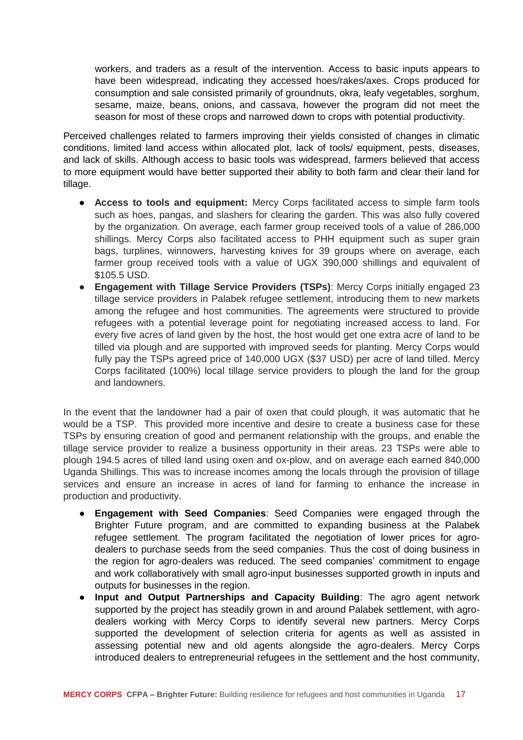workers, and traders as a result of the intervention. Access to basic inputs appears to have been widespread, indicating they accessed hoes/rakes/axes. Crops produced for consumption and sale consisted primarily of groundnuts, okra, leafy vegetables, sorghum, sesame, maize, beans, onions, and cassava, however the program did not meet the season for most of these crops and narrowed down to crops with potential productivity.

Perceived challenges related to farmers improving their yields consisted of changes in climatic conditions, limited land access within allocated plot, lack of tools/ equipment, pests, diseases, and lack of skills. Although access to basic tools was widespread, farmers believed that access to more equipment would have better supported their ability to both farm and clear their land for tillage.

- **Access to tools and equipment:** Mercy Corps facilitated access to simple farm tools such as hoes, pangas, and slashers for clearing the garden. This was also fully covered by the organization. On average, each farmer group received tools of a value of 286,000 shillings. Mercy Corps also facilitated access to PHH equipment such as super grain bags, turplines, winnowers, harvesting knives for 39 groups where on average, each farmer group received tools with a value of UGX 390,000 shillings and equivalent of $105.5 USD.
- **Engagement with Tillage Service Providers (TSPs)**: Mercy Corps initially engaged 23 tillage service providers in Palabek refugee settlement, introducing them to new markets among the refugee and host communities. The agreements were structured to provide refugees with a potential leverage point for negotiating increased access to land. For every five acres of land given by the host, the host would get one extra acre of land to be tilled via plough and are supported with improved seeds for planting. Mercy Corps would fully pay the TSPs agreed price of 140,000 UGX ($37 USD) per acre of land tilled. Mercy Corps facilitated (100%) local tillage service providers to plough the land for the group and landowners.

In the event that the landowner had a pair of oxen that could plough, it was automatic that he would be a TSP. This provided more incentive and desire to create a business case for these TSPs by ensuring creation of good and permanent relationship with the groups, and enable the tillage service provider to realize a business opportunity in their areas. 23 TSPs were able to plough 194.5 acres of tilled land using oxen and ox-plow, and on average each earned 840,000 Uganda Shillings. This was to increase incomes among the locals through the provision of tillage services and ensure an increase in acres of land for farming to enhance the increase in production and productivity.

- **Engagement with Seed Companies**: Seed Companies were engaged through the Brighter Future program, and are committed to expanding business at the Palabek refugee settlement. The program facilitated the negotiation of lower prices for agro-dealers to purchase seeds from the seed companies. Thus the cost of doing business in the region for agro-dealers was reduced. The seed companies' commitment to engage and work collaboratively with small agro-input businesses supported growth in inputs and outputs for businesses in the region.
- **Input and Output Partnerships and Capacity Building**: The agro agent network supported by the project has steadily grown in and around Palabek settlement, with agro-dealers working with Mercy Corps to identify several new partners. Mercy Corps supported the development of selection criteria for agents as well as assisted in assessing potential new and old agents alongside the agro-dealers. Mercy Corps introduced dealers to entrepreneurial refugees in the settlement and the host community,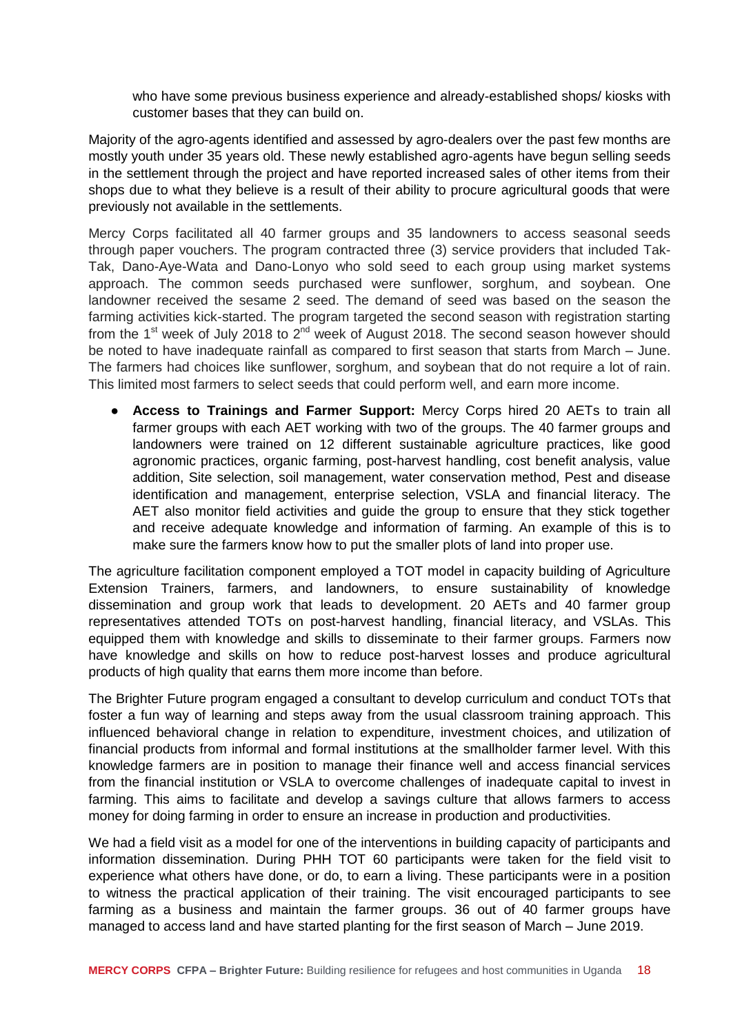who have some previous business experience and already-established shops/ kiosks with customer bases that they can build on.

Majority of the agro-agents identified and assessed by agro-dealers over the past few months are mostly youth under 35 years old. These newly established agro-agents have begun selling seeds in the settlement through the project and have reported increased sales of other items from their shops due to what they believe is a result of their ability to procure agricultural goods that were previously not available in the settlements.

Mercy Corps facilitated all 40 farmer groups and 35 landowners to access seasonal seeds through paper vouchers. The program contracted three (3) service providers that included Tak-Tak, Dano-Aye-Wata and Dano-Lonyo who sold seed to each group using market systems approach. The common seeds purchased were sunflower, sorghum, and soybean. One landowner received the sesame 2 seed. The demand of seed was based on the season the farming activities kick-started. The program targeted the second season with registration starting from the 1st week of July 2018 to 2nd week of August 2018. The second season however should be noted to have inadequate rainfall as compared to first season that starts from March – June. The farmers had choices like sunflower, sorghum, and soybean that do not require a lot of rain. This limited most farmers to select seeds that could perform well, and earn more income.

- **Access to Trainings and Farmer Support:** Mercy Corps hired 20 AETs to train all farmer groups with each AET working with two of the groups. The 40 farmer groups and landowners were trained on 12 different sustainable agriculture practices, like good agronomic practices, organic farming, post-harvest handling, cost benefit analysis, value addition, Site selection, soil management, water conservation method, Pest and disease identification and management, enterprise selection, VSLA and financial literacy. The AET also monitor field activities and guide the group to ensure that they stick together and receive adequate knowledge and information of farming. An example of this is to make sure the farmers know how to put the smaller plots of land into proper use.

The agriculture facilitation component employed a TOT model in capacity building of Agriculture Extension Trainers, farmers, and landowners, to ensure sustainability of knowledge dissemination and group work that leads to development. 20 AETs and 40 farmer group representatives attended TOTs on post-harvest handling, financial literacy, and VSLAs. This equipped them with knowledge and skills to disseminate to their farmer groups. Farmers now have knowledge and skills on how to reduce post-harvest losses and produce agricultural products of high quality that earns them more income than before.

The Brighter Future program engaged a consultant to develop curriculum and conduct TOTs that foster a fun way of learning and steps away from the usual classroom training approach. This influenced behavioral change in relation to expenditure, investment choices, and utilization of financial products from informal and formal institutions at the smallholder farmer level. With this knowledge farmers are in position to manage their finance well and access financial services from the financial institution or VSLA to overcome challenges of inadequate capital to invest in farming. This aims to facilitate and develop a savings culture that allows farmers to access money for doing farming in order to ensure an increase in production and productivities.

We had a field visit as a model for one of the interventions in building capacity of participants and information dissemination. During PHH TOT 60 participants were taken for the field visit to experience what others have done, or do, to earn a living. These participants were in a position to witness the practical application of their training. The visit encouraged participants to see farming as a business and maintain the farmer groups. 36 out of 40 farmer groups have managed to access land and have started planting for the first season of March – June 2019.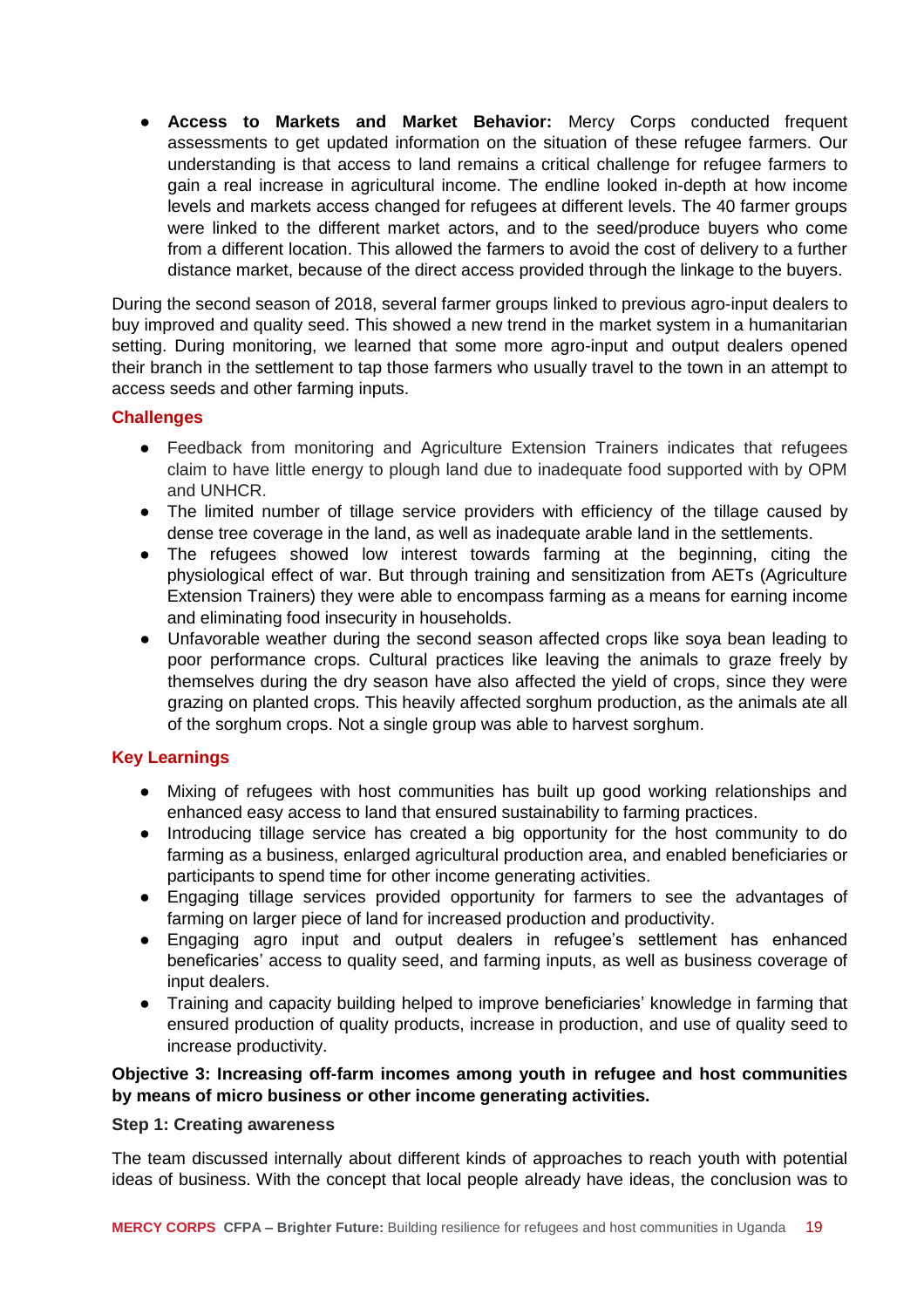- **Access to Markets and Market Behavior:** Mercy Corps conducted frequent assessments to get updated information on the situation of these refugee farmers. Our understanding is that access to land remains a critical challenge for refugee farmers to gain a real increase in agricultural income. The endline looked in-depth at how income levels and markets access changed for refugees at different levels. The 40 farmer groups were linked to the different market actors, and to the seed/produce buyers who come from a different location. This allowed the farmers to avoid the cost of delivery to a further distance market, because of the direct access provided through the linkage to the buyers.

During the second season of 2018, several farmer groups linked to previous agro-input dealers to buy improved and quality seed. This showed a new trend in the market system in a humanitarian setting. During monitoring, we learned that some more agro-input and output dealers opened their branch in the settlement to tap those farmers who usually travel to the town in an attempt to access seeds and other farming inputs.

### Challenges

- Feedback from monitoring and Agriculture Extension Trainers indicates that refugees claim to have little energy to plough land due to inadequate food supported with by OPM and UNHCR.
- The limited number of tillage service providers with efficiency of the tillage caused by dense tree coverage in the land, as well as inadequate arable land in the settlements.
- The refugees showed low interest towards farming at the beginning, citing the physiological effect of war. But through training and sensitization from AETs (Agriculture Extension Trainers) they were able to encompass farming as a means for earning income and eliminating food insecurity in households.
- Unfavorable weather during the second season affected crops like soya bean leading to poor performance crops. Cultural practices like leaving the animals to graze freely by themselves during the dry season have also affected the yield of crops, since they were grazing on planted crops. This heavily affected sorghum production, as the animals ate all of the sorghum crops. Not a single group was able to harvest sorghum.

### Key Learnings

- Mixing of refugees with host communities has built up good working relationships and enhanced easy access to land that ensured sustainability to farming practices.
- Introducing tillage service has created a big opportunity for the host community to do farming as a business, enlarged agricultural production area, and enabled beneficiaries or participants to spend time for other income generating activities.
- Engaging tillage services provided opportunity for farmers to see the advantages of farming on larger piece of land for increased production and productivity.
- Engaging agro input and output dealers in refugee's settlement has enhanced beneficaries' access to quality seed, and farming inputs, as well as business coverage of input dealers.
- Training and capacity building helped to improve beneficiaries' knowledge in farming that ensured production of quality products, increase in production, and use of quality seed to increase productivity.

**Objective 3: Increasing off-farm incomes among youth in refugee and host communities by means of micro business or other income generating activities.**

**Step 1: Creating awareness**

The team discussed internally about different kinds of approaches to reach youth with potential ideas of business. With the concept that local people already have ideas, the conclusion was to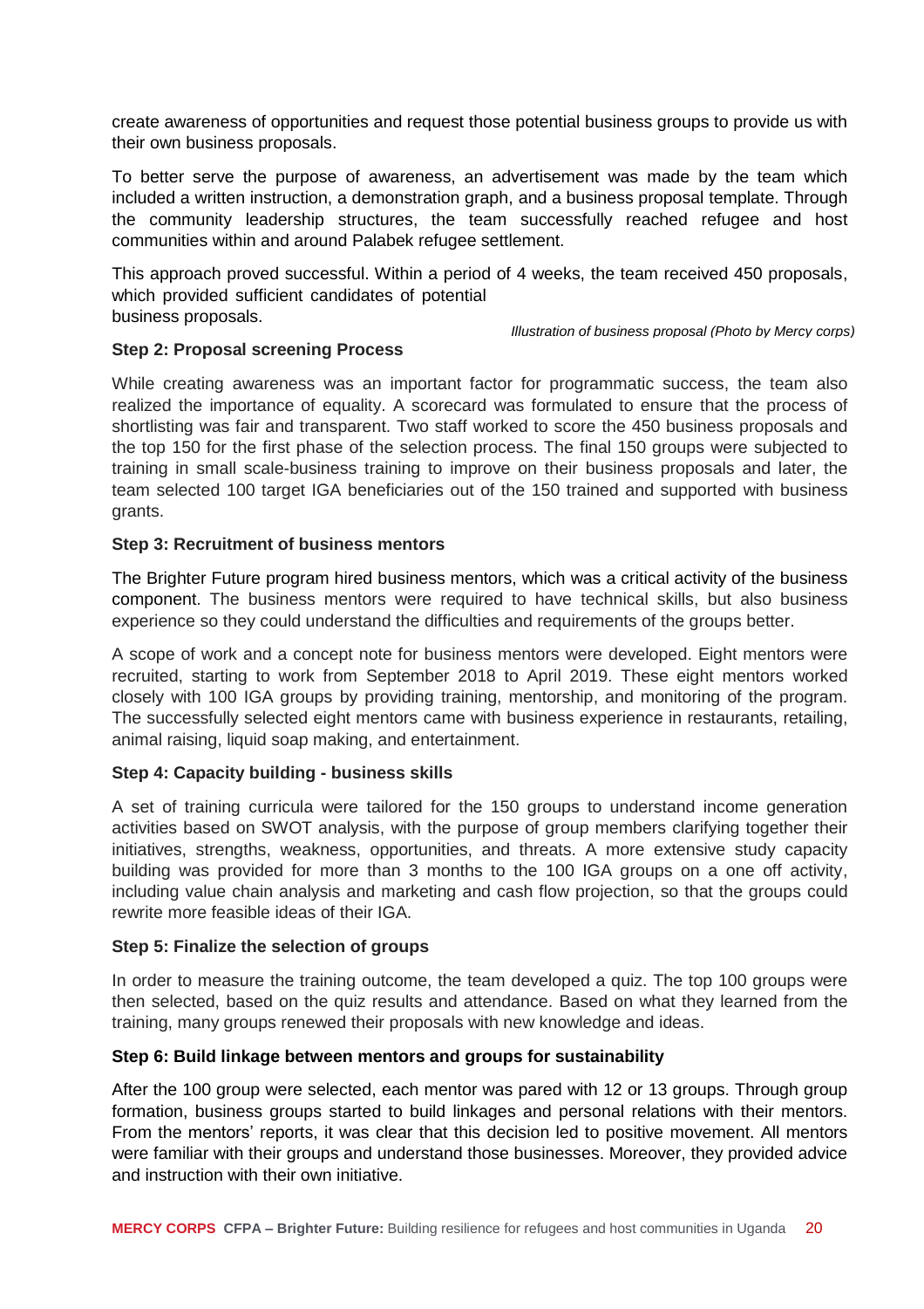create awareness of opportunities and request those potential business groups to provide us with their own business proposals.

To better serve the purpose of awareness, an advertisement was made by the team which included a written instruction, a demonstration graph, and a business proposal template. Through the community leadership structures, the team successfully reached refugee and host communities within and around Palabek refugee settlement.

This approach proved successful. Within a period of 4 weeks, the team received 450 proposals, which provided sufficient candidates of potential business proposals.

*Illustration of business proposal (Photo by Mercy corps)*

**Step 2: Proposal screening Process**

While creating awareness was an important factor for programmatic success, the team also realized the importance of equality. A scorecard was formulated to ensure that the process of shortlisting was fair and transparent. Two staff worked to score the 450 business proposals and the top 150 for the first phase of the selection process. The final 150 groups were subjected to training in small scale-business training to improve on their business proposals and later, the team selected 100 target IGA beneficiaries out of the 150 trained and supported with business grants.

**Step 3: Recruitment of business mentors**

The Brighter Future program hired business mentors, which was a critical activity of the business component. The business mentors were required to have technical skills, but also business experience so they could understand the difficulties and requirements of the groups better.

A scope of work and a concept note for business mentors were developed. Eight mentors were recruited, starting to work from September 2018 to April 2019. These eight mentors worked closely with 100 IGA groups by providing training, mentorship, and monitoring of the program. The successfully selected eight mentors came with business experience in restaurants, retailing, animal raising, liquid soap making, and entertainment.

**Step 4: Capacity building - business skills**

A set of training curricula were tailored for the 150 groups to understand income generation activities based on SWOT analysis, with the purpose of group members clarifying together their initiatives, strengths, weakness, opportunities, and threats. A more extensive study capacity building was provided for more than 3 months to the 100 IGA groups on a one off activity, including value chain analysis and marketing and cash flow projection, so that the groups could rewrite more feasible ideas of their IGA.

**Step 5: Finalize the selection of groups**

In order to measure the training outcome, the team developed a quiz. The top 100 groups were then selected, based on the quiz results and attendance. Based on what they learned from the training, many groups renewed their proposals with new knowledge and ideas.

**Step 6: Build linkage between mentors and groups for sustainability**

After the 100 group were selected, each mentor was pared with 12 or 13 groups. Through group formation, business groups started to build linkages and personal relations with their mentors. From the mentors' reports, it was clear that this decision led to positive movement. All mentors were familiar with their groups and understand those businesses. Moreover, they provided advice and instruction with their own initiative.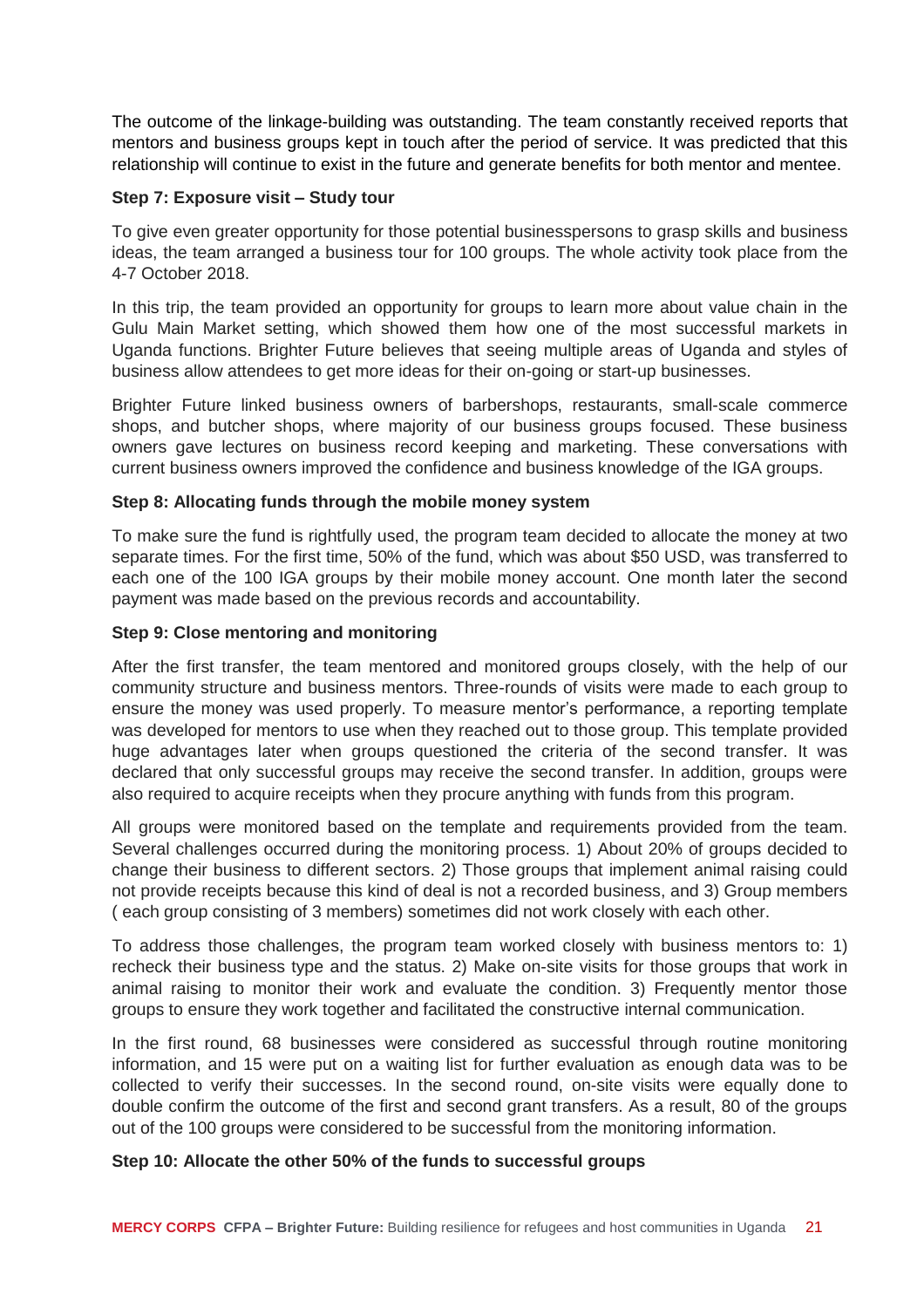The outcome of the linkage-building was outstanding. The team constantly received reports that mentors and business groups kept in touch after the period of service. It was predicted that this relationship will continue to exist in the future and generate benefits for both mentor and mentee.

**Step 7: Exposure visit – Study tour**

To give even greater opportunity for those potential businesspersons to grasp skills and business ideas, the team arranged a business tour for 100 groups. The whole activity took place from the 4-7 October 2018.

In this trip, the team provided an opportunity for groups to learn more about value chain in the Gulu Main Market setting, which showed them how one of the most successful markets in Uganda functions. Brighter Future believes that seeing multiple areas of Uganda and styles of business allow attendees to get more ideas for their on-going or start-up businesses.

Brighter Future linked business owners of barbershops, restaurants, small-scale commerce shops, and butcher shops, where majority of our business groups focused. These business owners gave lectures on business record keeping and marketing. These conversations with current business owners improved the confidence and business knowledge of the IGA groups.

**Step 8: Allocating funds through the mobile money system**

To make sure the fund is rightfully used, the program team decided to allocate the money at two separate times. For the first time, 50% of the fund, which was about $50 USD, was transferred to each one of the 100 IGA groups by their mobile money account. One month later the second payment was made based on the previous records and accountability.

**Step 9: Close mentoring and monitoring**

After the first transfer, the team mentored and monitored groups closely, with the help of our community structure and business mentors. Three-rounds of visits were made to each group to ensure the money was used properly. To measure mentor's performance, a reporting template was developed for mentors to use when they reached out to those group. This template provided huge advantages later when groups questioned the criteria of the second transfer. It was declared that only successful groups may receive the second transfer. In addition, groups were also required to acquire receipts when they procure anything with funds from this program.

All groups were monitored based on the template and requirements provided from the team. Several challenges occurred during the monitoring process. 1) About 20% of groups decided to change their business to different sectors. 2) Those groups that implement animal raising could not provide receipts because this kind of deal is not a recorded business, and 3) Group members ( each group consisting of 3 members) sometimes did not work closely with each other.

To address those challenges, the program team worked closely with business mentors to: 1) recheck their business type and the status. 2) Make on-site visits for those groups that work in animal raising to monitor their work and evaluate the condition. 3) Frequently mentor those groups to ensure they work together and facilitated the constructive internal communication.

In the first round, 68 businesses were considered as successful through routine monitoring information, and 15 were put on a waiting list for further evaluation as enough data was to be collected to verify their successes. In the second round, on-site visits were equally done to double confirm the outcome of the first and second grant transfers. As a result, 80 of the groups out of the 100 groups were considered to be successful from the monitoring information.

**Step 10: Allocate the other 50% of the funds to successful groups**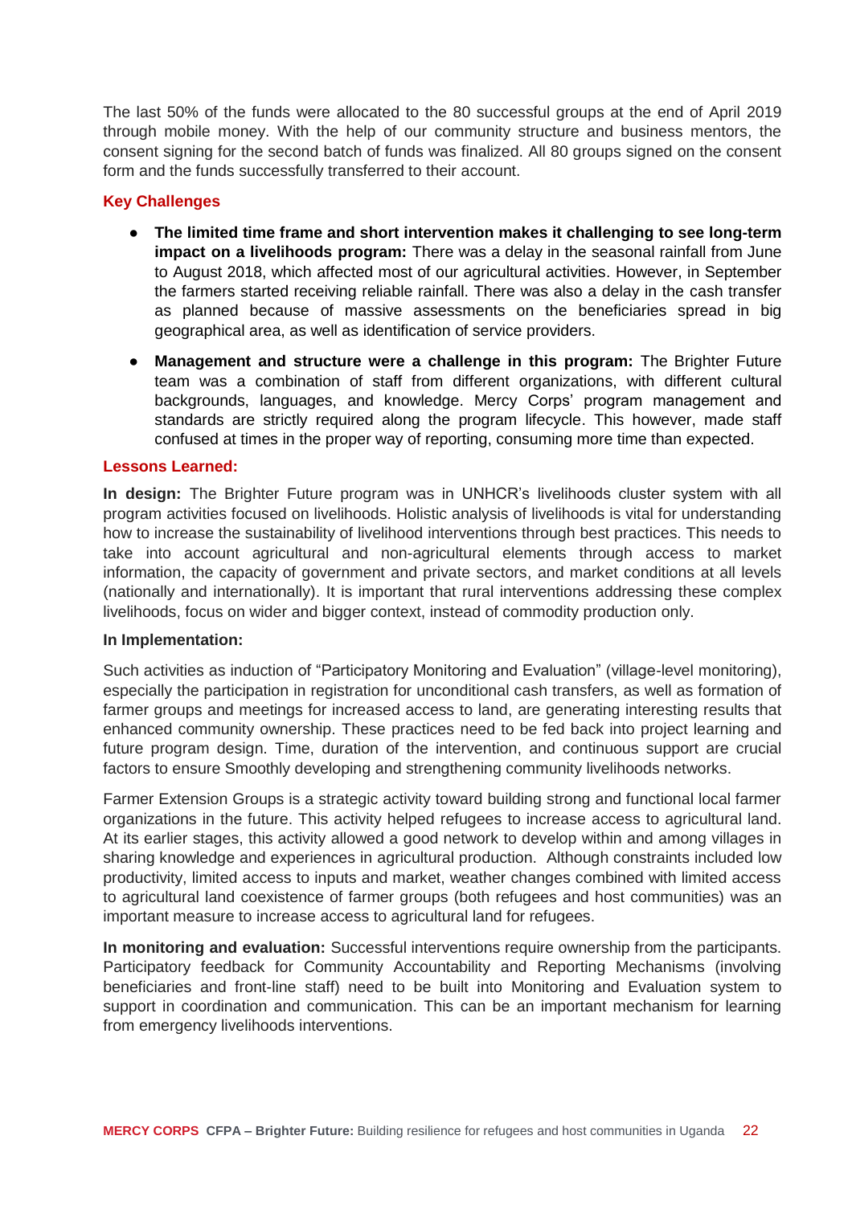The last 50% of the funds were allocated to the 80 successful groups at the end of April 2019 through mobile money. With the help of our community structure and business mentors, the consent signing for the second batch of funds was finalized. All 80 groups signed on the consent form and the funds successfully transferred to their account.

### Key Challenges

- **The limited time frame and short intervention makes it challenging to see long-term impact on a livelihoods program:** There was a delay in the seasonal rainfall from June to August 2018, which affected most of our agricultural activities. However, in September the farmers started receiving reliable rainfall. There was also a delay in the cash transfer as planned because of massive assessments on the beneficiaries spread in big geographical area, as well as identification of service providers.
- **Management and structure were a challenge in this program:** The Brighter Future team was a combination of staff from different organizations, with different cultural backgrounds, languages, and knowledge. Mercy Corps' program management and standards are strictly required along the program lifecycle. This however, made staff confused at times in the proper way of reporting, consuming more time than expected.

### Lessons Learned:

**In design:** The Brighter Future program was in UNHCR's livelihoods cluster system with all program activities focused on livelihoods. Holistic analysis of livelihoods is vital for understanding how to increase the sustainability of livelihood interventions through best practices. This needs to take into account agricultural and non-agricultural elements through access to market information, the capacity of government and private sectors, and market conditions at all levels (nationally and internationally). It is important that rural interventions addressing these complex livelihoods, focus on wider and bigger context, instead of commodity production only.

**In Implementation:**

Such activities as induction of "Participatory Monitoring and Evaluation" (village-level monitoring), especially the participation in registration for unconditional cash transfers, as well as formation of farmer groups and meetings for increased access to land, are generating interesting results that enhanced community ownership. These practices need to be fed back into project learning and future program design. Time, duration of the intervention, and continuous support are crucial factors to ensure Smoothly developing and strengthening community livelihoods networks.

Farmer Extension Groups is a strategic activity toward building strong and functional local farmer organizations in the future. This activity helped refugees to increase access to agricultural land. At its earlier stages, this activity allowed a good network to develop within and among villages in sharing knowledge and experiences in agricultural production. Although constraints included low productivity, limited access to inputs and market, weather changes combined with limited access to agricultural land coexistence of farmer groups (both refugees and host communities) was an important measure to increase access to agricultural land for refugees.

**In monitoring and evaluation:** Successful interventions require ownership from the participants. Participatory feedback for Community Accountability and Reporting Mechanisms (involving beneficiaries and front-line staff) need to be built into Monitoring and Evaluation system to support in coordination and communication. This can be an important mechanism for learning from emergency livelihoods interventions.